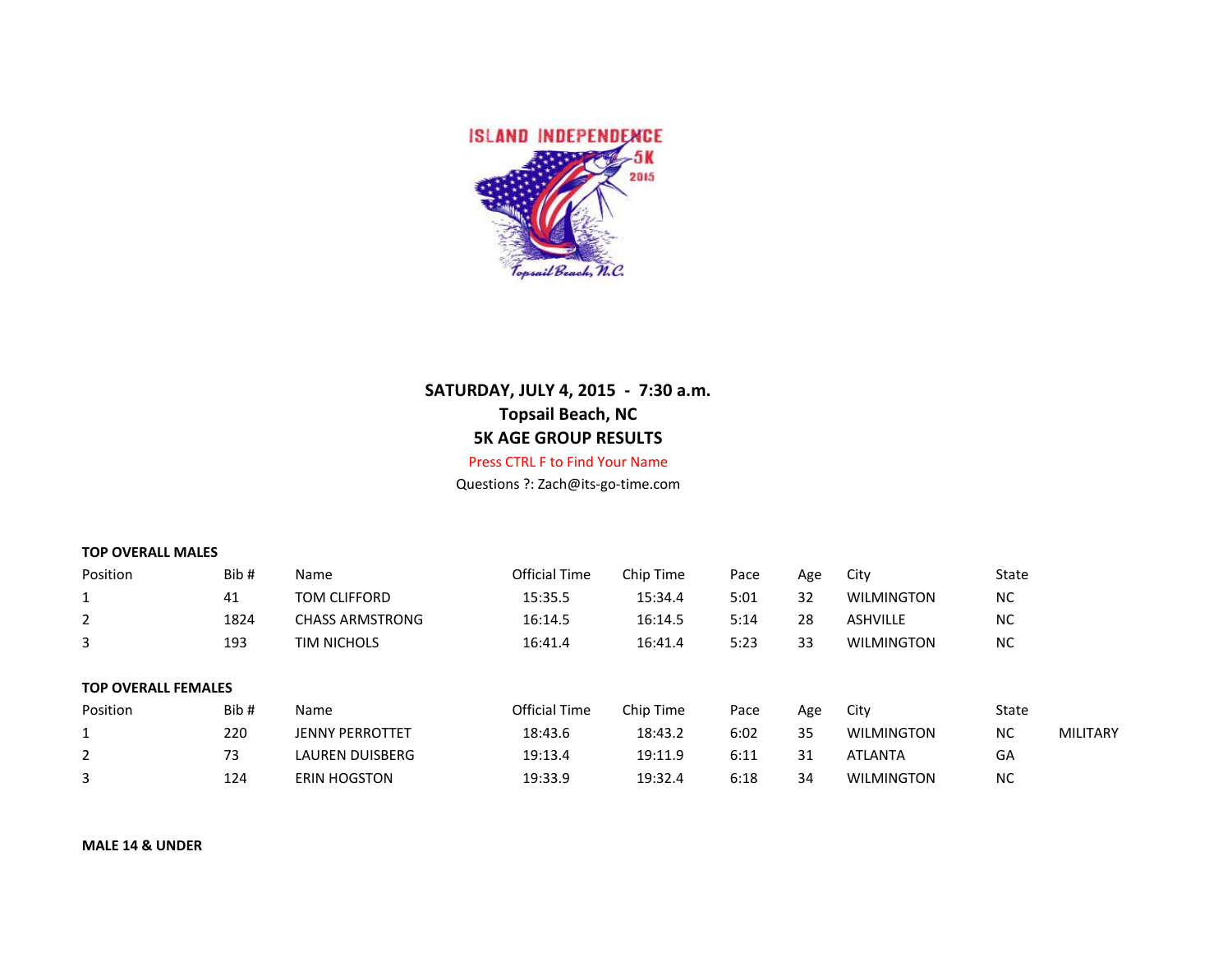ISLAND INDEPENDENCE 5K 2015

Topsail Beach, N.C.

**SATURDAY, JULY 4, 2015 - 7:30 a.m.**
**Topsail Beach, NC**
**5K AGE GROUP RESULTS**

Press CTRL F to Find Your Name

Questions ?: Zach@its-go-time.com

**TOP OVERALL MALES**

| Position | Bib # | Name | Official Time | Chip Time | Pace | Age | City | State | |
|---|---|---|---|---|---|---|---|---|---|
| 1 | 41 | TOM CLIFFORD | 15:35.5 | 15:34.4 | 5:01 | 32 | WILMINGTON | NC | |
| 2 | 1824 | CHASS ARMSTRONG | 16:14.5 | 16:14.5 | 5:14 | 28 | ASHVILLE | NC | |
| 3 | 193 | TIM NICHOLS | 16:41.4 | 16:41.4 | 5:23 | 33 | WILMINGTON | NC | |

**TOP OVERALL FEMALES**

| Position | Bib # | Name | Official Time | Chip Time | Pace | Age | City | State | |
|---|---|---|---|---|---|---|---|---|---|
| 1 | 220 | JENNY PERROTTET | 18:43.6 | 18:43.2 | 6:02 | 35 | WILMINGTON | NC | MILITARY |
| 2 | 73 | LAUREN DUISBERG | 19:13.4 | 19:11.9 | 6:11 | 31 | ATLANTA | GA | |
| 3 | 124 | ERIN HOGSTON | 19:33.9 | 19:32.4 | 6:18 | 34 | WILMINGTON | NC | |

**MALE 14 & UNDER**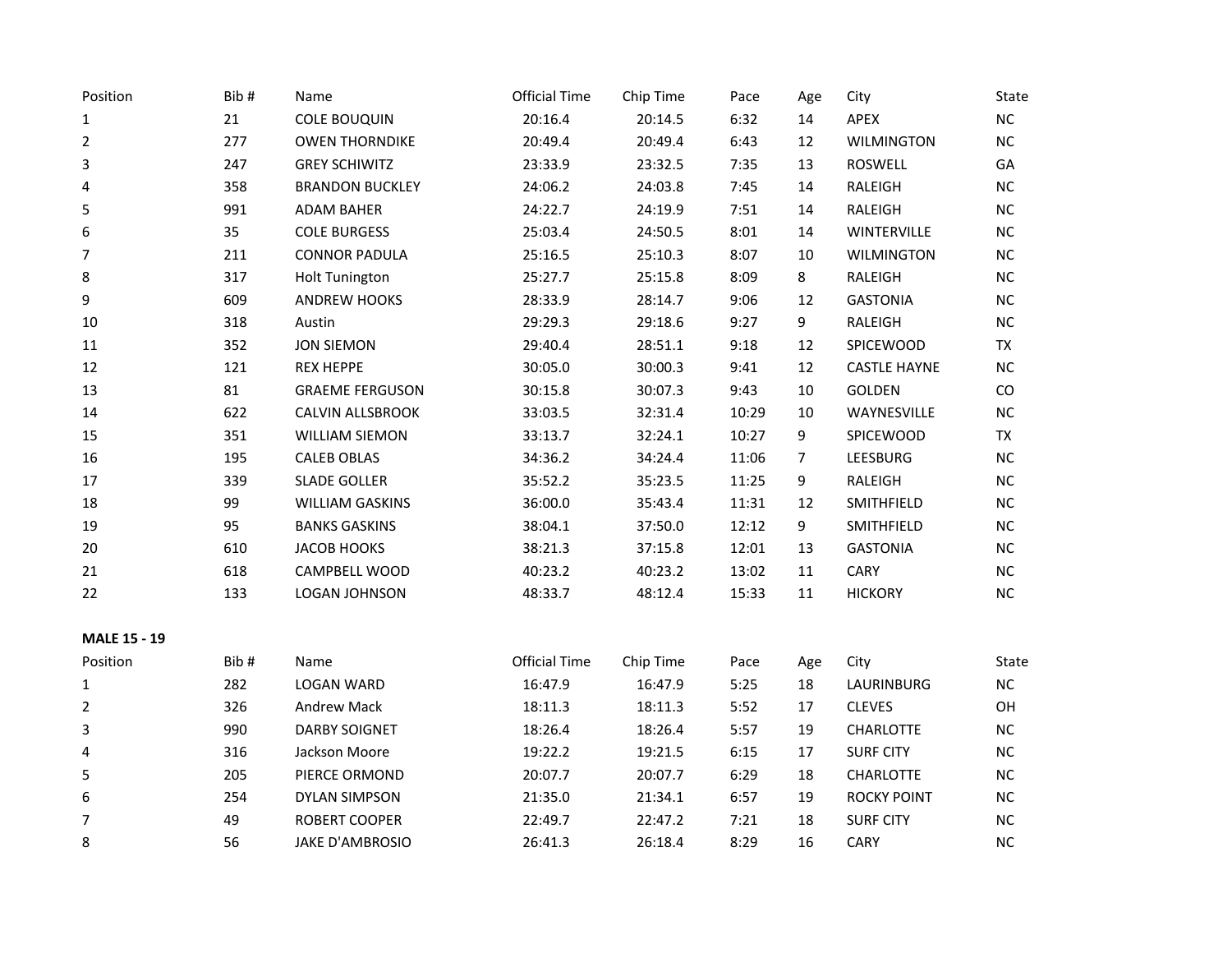| Position | Bib # | Name | Official Time | Chip Time | Pace | Age | City | State |
|---|---|---|---|---|---|---|---|---|
| 1 | 21 | COLE BOUQUIN | 20:16.4 | 20:14.5 | 6:32 | 14 | APEX | NC |
| 2 | 277 | OWEN THORNDIKE | 20:49.4 | 20:49.4 | 6:43 | 12 | WILMINGTON | NC |
| 3 | 247 | GREY SCHIWITZ | 23:33.9 | 23:32.5 | 7:35 | 13 | ROSWELL | GA |
| 4 | 358 | BRANDON BUCKLEY | 24:06.2 | 24:03.8 | 7:45 | 14 | RALEIGH | NC |
| 5 | 991 | ADAM BAHER | 24:22.7 | 24:19.9 | 7:51 | 14 | RALEIGH | NC |
| 6 | 35 | COLE BURGESS | 25:03.4 | 24:50.5 | 8:01 | 14 | WINTERVILLE | NC |
| 7 | 211 | CONNOR PADULA | 25:16.5 | 25:10.3 | 8:07 | 10 | WILMINGTON | NC |
| 8 | 317 | Holt Tunington | 25:27.7 | 25:15.8 | 8:09 | 8 | RALEIGH | NC |
| 9 | 609 | ANDREW HOOKS | 28:33.9 | 28:14.7 | 9:06 | 12 | GASTONIA | NC |
| 10 | 318 | Austin | 29:29.3 | 29:18.6 | 9:27 | 9 | RALEIGH | NC |
| 11 | 352 | JON SIEMON | 29:40.4 | 28:51.1 | 9:18 | 12 | SPICEWOOD | TX |
| 12 | 121 | REX HEPPE | 30:05.0 | 30:00.3 | 9:41 | 12 | CASTLE HAYNE | NC |
| 13 | 81 | GRAEME FERGUSON | 30:15.8 | 30:07.3 | 9:43 | 10 | GOLDEN | CO |
| 14 | 622 | CALVIN ALLSBROOK | 33:03.5 | 32:31.4 | 10:29 | 10 | WAYNESVILLE | NC |
| 15 | 351 | WILLIAM SIEMON | 33:13.7 | 32:24.1 | 10:27 | 9 | SPICEWOOD | TX |
| 16 | 195 | CALEB OBLAS | 34:36.2 | 34:24.4 | 11:06 | 7 | LEESBURG | NC |
| 17 | 339 | SLADE GOLLER | 35:52.2 | 35:23.5 | 11:25 | 9 | RALEIGH | NC |
| 18 | 99 | WILLIAM GASKINS | 36:00.0 | 35:43.4 | 11:31 | 12 | SMITHFIELD | NC |
| 19 | 95 | BANKS GASKINS | 38:04.1 | 37:50.0 | 12:12 | 9 | SMITHFIELD | NC |
| 20 | 610 | JACOB HOOKS | 38:21.3 | 37:15.8 | 12:01 | 13 | GASTONIA | NC |
| 21 | 618 | CAMPBELL WOOD | 40:23.2 | 40:23.2 | 13:02 | 11 | CARY | NC |
| 22 | 133 | LOGAN JOHNSON | 48:33.7 | 48:12.4 | 15:33 | 11 | HICKORY | NC |

**MALE 15 - 19**

| Position | Bib # | Name | Official Time | Chip Time | Pace | Age | City | State |
|---|---|---|---|---|---|---|---|---|
| 1 | 282 | LOGAN WARD | 16:47.9 | 16:47.9 | 5:25 | 18 | LAURINBURG | NC |
| 2 | 326 | Andrew Mack | 18:11.3 | 18:11.3 | 5:52 | 17 | CLEVES | OH |
| 3 | 990 | DARBY SOIGNET | 18:26.4 | 18:26.4 | 5:57 | 19 | CHARLOTTE | NC |
| 4 | 316 | Jackson Moore | 19:22.2 | 19:21.5 | 6:15 | 17 | SURF CITY | NC |
| 5 | 205 | PIERCE ORMOND | 20:07.7 | 20:07.7 | 6:29 | 18 | CHARLOTTE | NC |
| 6 | 254 | DYLAN SIMPSON | 21:35.0 | 21:34.1 | 6:57 | 19 | ROCKY POINT | NC |
| 7 | 49 | ROBERT COOPER | 22:49.7 | 22:47.2 | 7:21 | 18 | SURF CITY | NC |
| 8 | 56 | JAKE D'AMBROSIO | 26:41.3 | 26:18.4 | 8:29 | 16 | CARY | NC |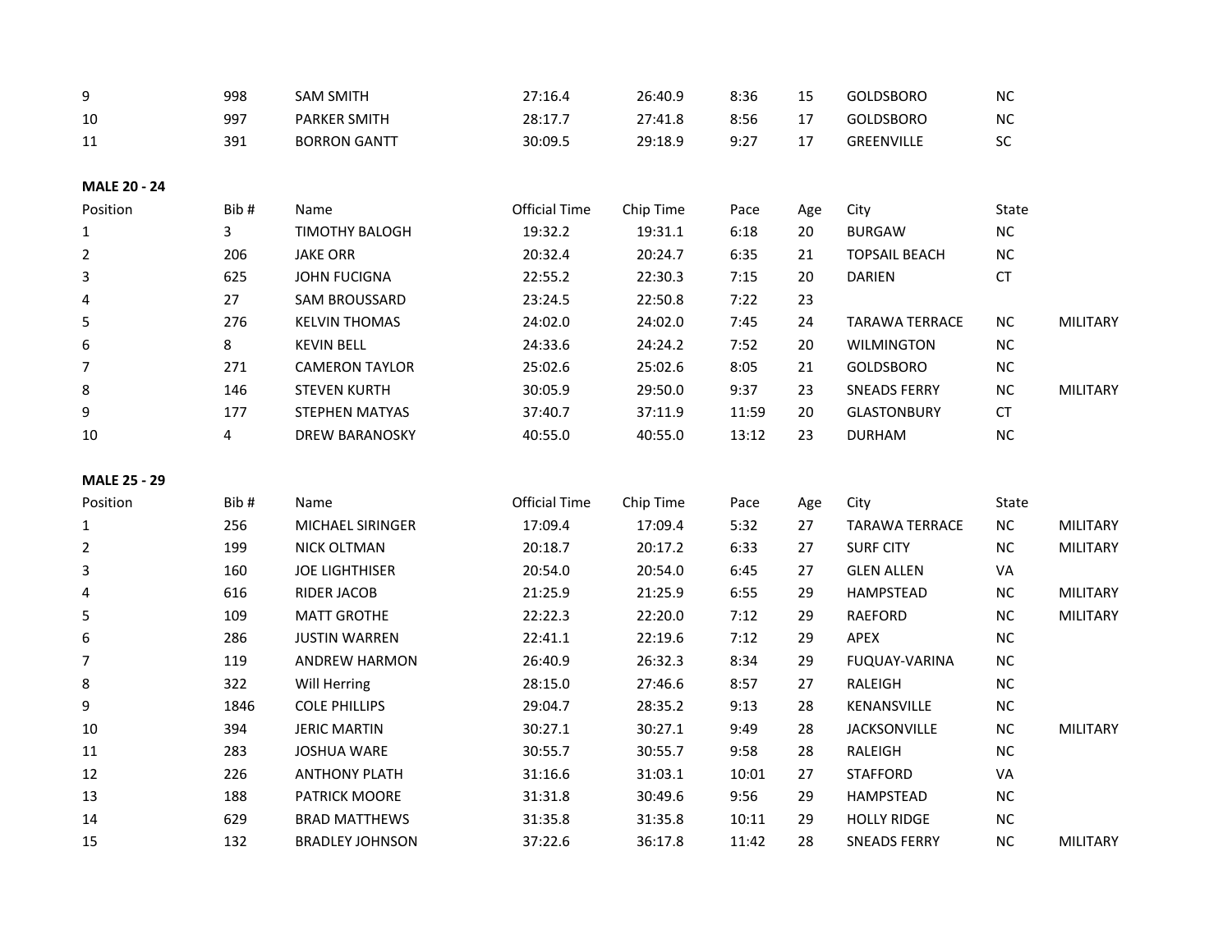| | | | | | | | | | |
|---|---|---|---|---|---|---|---|---|---|
| 9 | 998 | SAM SMITH | 27:16.4 | 26:40.9 | 8:36 | 15 | GOLDSBORO | NC | |
| 10 | 997 | PARKER SMITH | 28:17.7 | 27:41.8 | 8:56 | 17 | GOLDSBORO | NC | |
| 11 | 391 | BORRON GANTT | 30:09.5 | 29:18.9 | 9:27 | 17 | GREENVILLE | SC | |

**MALE 20 - 24**

| Position | Bib # | Name | Official Time | Chip Time | Pace | Age | City | State | |
|---|---|---|---|---|---|---|---|---|---|
| 1 | 3 | TIMOTHY BALOGH | 19:32.2 | 19:31.1 | 6:18 | 20 | BURGAW | NC | |
| 2 | 206 | JAKE ORR | 20:32.4 | 20:24.7 | 6:35 | 21 | TOPSAIL BEACH | NC | |
| 3 | 625 | JOHN FUCIGNA | 22:55.2 | 22:30.3 | 7:15 | 20 | DARIEN | CT | |
| 4 | 27 | SAM BROUSSARD | 23:24.5 | 22:50.8 | 7:22 | 23 | | | |
| 5 | 276 | KELVIN THOMAS | 24:02.0 | 24:02.0 | 7:45 | 24 | TARAWA TERRACE | NC | MILITARY |
| 6 | 8 | KEVIN BELL | 24:33.6 | 24:24.2 | 7:52 | 20 | WILMINGTON | NC | |
| 7 | 271 | CAMERON TAYLOR | 25:02.6 | 25:02.6 | 8:05 | 21 | GOLDSBORO | NC | |
| 8 | 146 | STEVEN KURTH | 30:05.9 | 29:50.0 | 9:37 | 23 | SNEADS FERRY | NC | MILITARY |
| 9 | 177 | STEPHEN MATYAS | 37:40.7 | 37:11.9 | 11:59 | 20 | GLASTONBURY | CT | |
| 10 | 4 | DREW BARANOSKY | 40:55.0 | 40:55.0 | 13:12 | 23 | DURHAM | NC | |

**MALE 25 - 29**

| Position | Bib # | Name | Official Time | Chip Time | Pace | Age | City | State | |
|---|---|---|---|---|---|---|---|---|---|
| 1 | 256 | MICHAEL SIRINGER | 17:09.4 | 17:09.4 | 5:32 | 27 | TARAWA TERRACE | NC | MILITARY |
| 2 | 199 | NICK OLTMAN | 20:18.7 | 20:17.2 | 6:33 | 27 | SURF CITY | NC | MILITARY |
| 3 | 160 | JOE LIGHTHISER | 20:54.0 | 20:54.0 | 6:45 | 27 | GLEN ALLEN | VA | |
| 4 | 616 | RIDER JACOB | 21:25.9 | 21:25.9 | 6:55 | 29 | HAMPSTEAD | NC | MILITARY |
| 5 | 109 | MATT GROTHE | 22:22.3 | 22:20.0 | 7:12 | 29 | RAEFORD | NC | MILITARY |
| 6 | 286 | JUSTIN WARREN | 22:41.1 | 22:19.6 | 7:12 | 29 | APEX | NC | |
| 7 | 119 | ANDREW HARMON | 26:40.9 | 26:32.3 | 8:34 | 29 | FUQUAY-VARINA | NC | |
| 8 | 322 | Will Herring | 28:15.0 | 27:46.6 | 8:57 | 27 | RALEIGH | NC | |
| 9 | 1846 | COLE PHILLIPS | 29:04.7 | 28:35.2 | 9:13 | 28 | KENANSVILLE | NC | |
| 10 | 394 | JERIC MARTIN | 30:27.1 | 30:27.1 | 9:49 | 28 | JACKSONVILLE | NC | MILITARY |
| 11 | 283 | JOSHUA WARE | 30:55.7 | 30:55.7 | 9:58 | 28 | RALEIGH | NC | |
| 12 | 226 | ANTHONY PLATH | 31:16.6 | 31:03.1 | 10:01 | 27 | STAFFORD | VA | |
| 13 | 188 | PATRICK MOORE | 31:31.8 | 30:49.6 | 9:56 | 29 | HAMPSTEAD | NC | |
| 14 | 629 | BRAD MATTHEWS | 31:35.8 | 31:35.8 | 10:11 | 29 | HOLLY RIDGE | NC | |
| 15 | 132 | BRADLEY JOHNSON | 37:22.6 | 36:17.8 | 11:42 | 28 | SNEADS FERRY | NC | MILITARY |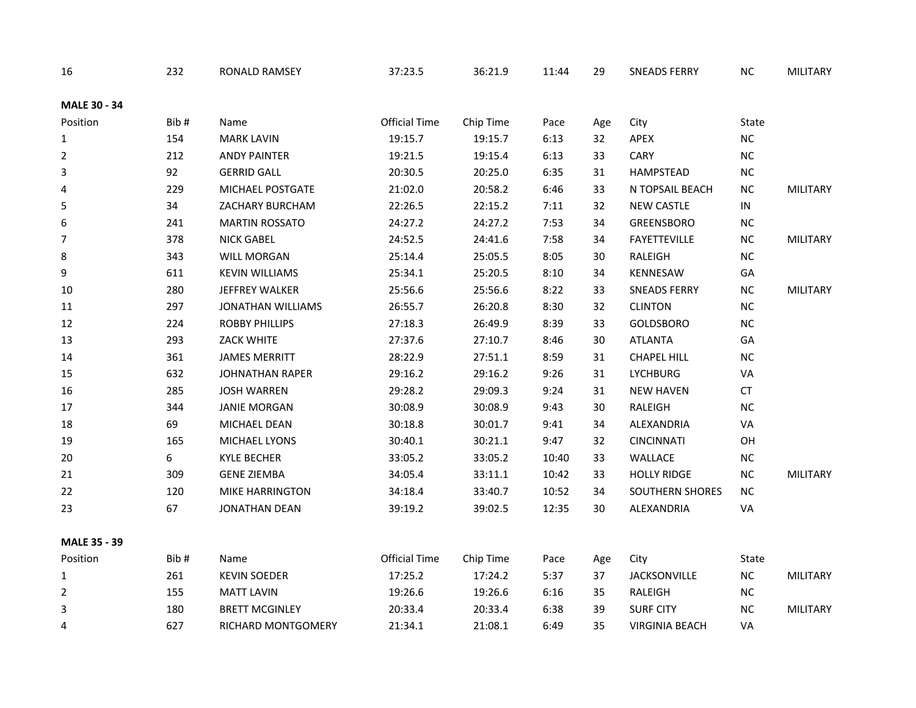| | | | | | | | | | |
|---|---|---|---|---|---|---|---|---|---|
| 16 | 232 | RONALD RAMSEY | 37:23.5 | 36:21.9 | 11:44 | 29 | SNEADS FERRY | NC | MILITARY |

**MALE 30 - 34**

| Position | Bib # | Name | Official Time | Chip Time | Pace | Age | City | State | |
|---|---|---|---|---|---|---|---|---|---|
| 1 | 154 | MARK LAVIN | 19:15.7 | 19:15.7 | 6:13 | 32 | APEX | NC | |
| 2 | 212 | ANDY PAINTER | 19:21.5 | 19:15.4 | 6:13 | 33 | CARY | NC | |
| 3 | 92 | GERRID GALL | 20:30.5 | 20:25.0 | 6:35 | 31 | HAMPSTEAD | NC | |
| 4 | 229 | MICHAEL POSTGATE | 21:02.0 | 20:58.2 | 6:46 | 33 | N TOPSAIL BEACH | NC | MILITARY |
| 5 | 34 | ZACHARY BURCHAM | 22:26.5 | 22:15.2 | 7:11 | 32 | NEW CASTLE | IN | |
| 6 | 241 | MARTIN ROSSATO | 24:27.2 | 24:27.2 | 7:53 | 34 | GREENSBORO | NC | |
| 7 | 378 | NICK GABEL | 24:52.5 | 24:41.6 | 7:58 | 34 | FAYETTEVILLE | NC | MILITARY |
| 8 | 343 | WILL MORGAN | 25:14.4 | 25:05.5 | 8:05 | 30 | RALEIGH | NC | |
| 9 | 611 | KEVIN WILLIAMS | 25:34.1 | 25:20.5 | 8:10 | 34 | KENNESAW | GA | |
| 10 | 280 | JEFFREY WALKER | 25:56.6 | 25:56.6 | 8:22 | 33 | SNEADS FERRY | NC | MILITARY |
| 11 | 297 | JONATHAN WILLIAMS | 26:55.7 | 26:20.8 | 8:30 | 32 | CLINTON | NC | |
| 12 | 224 | ROBBY PHILLIPS | 27:18.3 | 26:49.9 | 8:39 | 33 | GOLDSBORO | NC | |
| 13 | 293 | ZACK WHITE | 27:37.6 | 27:10.7 | 8:46 | 30 | ATLANTA | GA | |
| 14 | 361 | JAMES MERRITT | 28:22.9 | 27:51.1 | 8:59 | 31 | CHAPEL HILL | NC | |
| 15 | 632 | JOHNATHAN RAPER | 29:16.2 | 29:16.2 | 9:26 | 31 | LYCHBURG | VA | |
| 16 | 285 | JOSH WARREN | 29:28.2 | 29:09.3 | 9:24 | 31 | NEW HAVEN | CT | |
| 17 | 344 | JANIE MORGAN | 30:08.9 | 30:08.9 | 9:43 | 30 | RALEIGH | NC | |
| 18 | 69 | MICHAEL DEAN | 30:18.8 | 30:01.7 | 9:41 | 34 | ALEXANDRIA | VA | |
| 19 | 165 | MICHAEL LYONS | 30:40.1 | 30:21.1 | 9:47 | 32 | CINCINNATI | OH | |
| 20 | 6 | KYLE BECHER | 33:05.2 | 33:05.2 | 10:40 | 33 | WALLACE | NC | |
| 21 | 309 | GENE ZIEMBA | 34:05.4 | 33:11.1 | 10:42 | 33 | HOLLY RIDGE | NC | MILITARY |
| 22 | 120 | MIKE HARRINGTON | 34:18.4 | 33:40.7 | 10:52 | 34 | SOUTHERN SHORES | NC | |
| 23 | 67 | JONATHAN DEAN | 39:19.2 | 39:02.5 | 12:35 | 30 | ALEXANDRIA | VA | |

**MALE 35 - 39**

| Position | Bib # | Name | Official Time | Chip Time | Pace | Age | City | State | |
|---|---|---|---|---|---|---|---|---|---|
| 1 | 261 | KEVIN SOEDER | 17:25.2 | 17:24.2 | 5:37 | 37 | JACKSONVILLE | NC | MILITARY |
| 2 | 155 | MATT LAVIN | 19:26.6 | 19:26.6 | 6:16 | 35 | RALEIGH | NC | |
| 3 | 180 | BRETT MCGINLEY | 20:33.4 | 20:33.4 | 6:38 | 39 | SURF CITY | NC | MILITARY |
| 4 | 627 | RICHARD MONTGOMERY | 21:34.1 | 21:08.1 | 6:49 | 35 | VIRGINIA BEACH | VA | |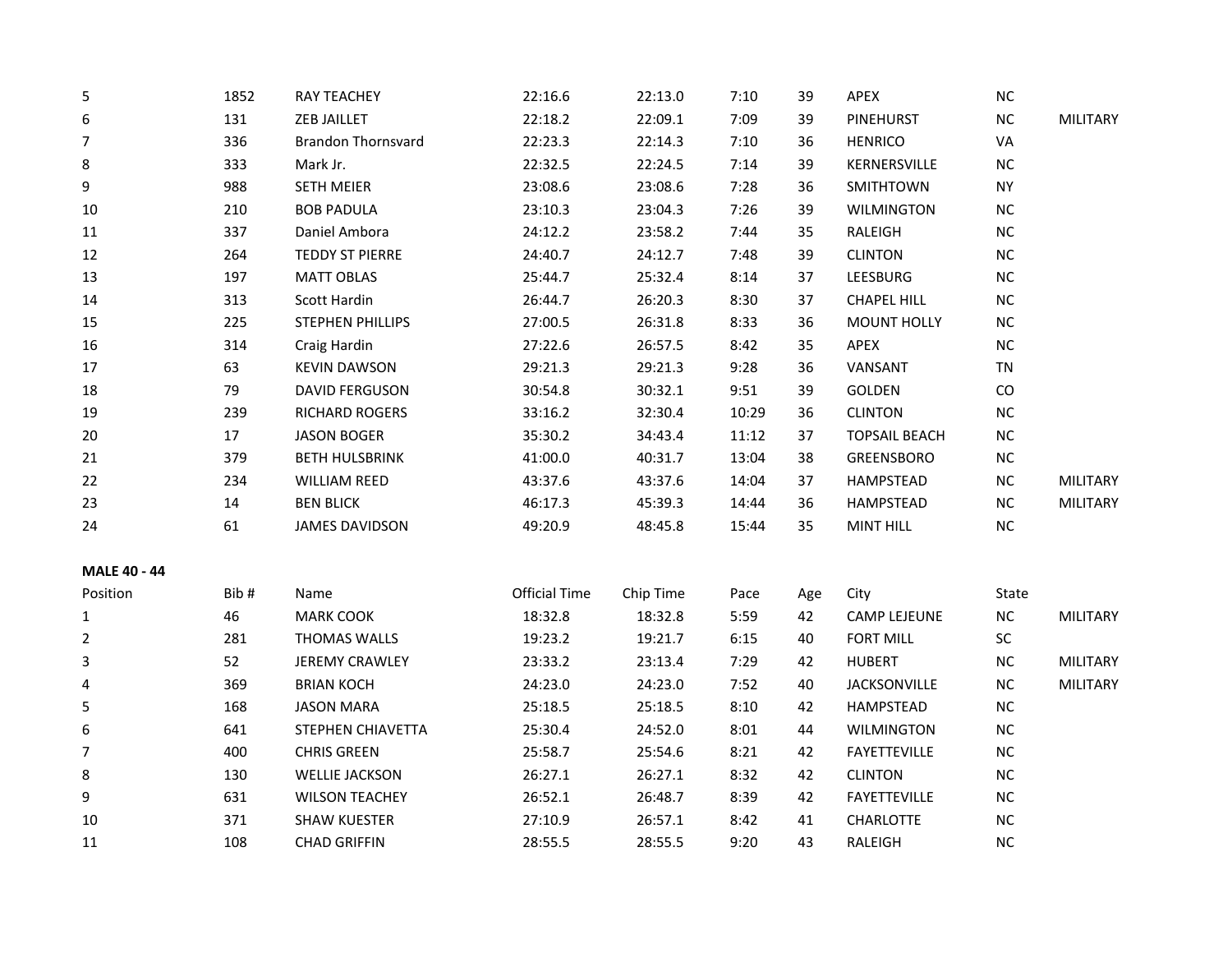| | | | | | | | | | |
|---|---|---|---|---|---|---|---|---|---|
| 5 | 1852 | RAY TEACHEY | 22:16.6 | 22:13.0 | 7:10 | 39 | APEX | NC | |
| 6 | 131 | ZEB JAILLET | 22:18.2 | 22:09.1 | 7:09 | 39 | PINEHURST | NC | MILITARY |
| 7 | 336 | Brandon Thornsvard | 22:23.3 | 22:14.3 | 7:10 | 36 | HENRICO | VA | |
| 8 | 333 | Mark Jr. | 22:32.5 | 22:24.5 | 7:14 | 39 | KERNERSVILLE | NC | |
| 9 | 988 | SETH MEIER | 23:08.6 | 23:08.6 | 7:28 | 36 | SMITHTOWN | NY | |
| 10 | 210 | BOB PADULA | 23:10.3 | 23:04.3 | 7:26 | 39 | WILMINGTON | NC | |
| 11 | 337 | Daniel Ambora | 24:12.2 | 23:58.2 | 7:44 | 35 | RALEIGH | NC | |
| 12 | 264 | TEDDY ST PIERRE | 24:40.7 | 24:12.7 | 7:48 | 39 | CLINTON | NC | |
| 13 | 197 | MATT OBLAS | 25:44.7 | 25:32.4 | 8:14 | 37 | LEESBURG | NC | |
| 14 | 313 | Scott Hardin | 26:44.7 | 26:20.3 | 8:30 | 37 | CHAPEL HILL | NC | |
| 15 | 225 | STEPHEN PHILLIPS | 27:00.5 | 26:31.8 | 8:33 | 36 | MOUNT HOLLY | NC | |
| 16 | 314 | Craig Hardin | 27:22.6 | 26:57.5 | 8:42 | 35 | APEX | NC | |
| 17 | 63 | KEVIN DAWSON | 29:21.3 | 29:21.3 | 9:28 | 36 | VANSANT | TN | |
| 18 | 79 | DAVID FERGUSON | 30:54.8 | 30:32.1 | 9:51 | 39 | GOLDEN | CO | |
| 19 | 239 | RICHARD ROGERS | 33:16.2 | 32:30.4 | 10:29 | 36 | CLINTON | NC | |
| 20 | 17 | JASON BOGER | 35:30.2 | 34:43.4 | 11:12 | 37 | TOPSAIL BEACH | NC | |
| 21 | 379 | BETH HULSBRINK | 41:00.0 | 40:31.7 | 13:04 | 38 | GREENSBORO | NC | |
| 22 | 234 | WILLIAM REED | 43:37.6 | 43:37.6 | 14:04 | 37 | HAMPSTEAD | NC | MILITARY |
| 23 | 14 | BEN BLICK | 46:17.3 | 45:39.3 | 14:44 | 36 | HAMPSTEAD | NC | MILITARY |
| 24 | 61 | JAMES DAVIDSON | 49:20.9 | 48:45.8 | 15:44 | 35 | MINT HILL | NC | |

**MALE 40 - 44**

| Position | Bib # | Name | Official Time | Chip Time | Pace | Age | City | State | |
|---|---|---|---|---|---|---|---|---|---|
| 1 | 46 | MARK COOK | 18:32.8 | 18:32.8 | 5:59 | 42 | CAMP LEJEUNE | NC | MILITARY |
| 2 | 281 | THOMAS WALLS | 19:23.2 | 19:21.7 | 6:15 | 40 | FORT MILL | SC | |
| 3 | 52 | JEREMY CRAWLEY | 23:33.2 | 23:13.4 | 7:29 | 42 | HUBERT | NC | MILITARY |
| 4 | 369 | BRIAN KOCH | 24:23.0 | 24:23.0 | 7:52 | 40 | JACKSONVILLE | NC | MILITARY |
| 5 | 168 | JASON MARA | 25:18.5 | 25:18.5 | 8:10 | 42 | HAMPSTEAD | NC | |
| 6 | 641 | STEPHEN CHIAVETTA | 25:30.4 | 24:52.0 | 8:01 | 44 | WILMINGTON | NC | |
| 7 | 400 | CHRIS GREEN | 25:58.7 | 25:54.6 | 8:21 | 42 | FAYETTEVILLE | NC | |
| 8 | 130 | WELLIE JACKSON | 26:27.1 | 26:27.1 | 8:32 | 42 | CLINTON | NC | |
| 9 | 631 | WILSON TEACHEY | 26:52.1 | 26:48.7 | 8:39 | 42 | FAYETTEVILLE | NC | |
| 10 | 371 | SHAW KUESTER | 27:10.9 | 26:57.1 | 8:42 | 41 | CHARLOTTE | NC | |
| 11 | 108 | CHAD GRIFFIN | 28:55.5 | 28:55.5 | 9:20 | 43 | RALEIGH | NC | |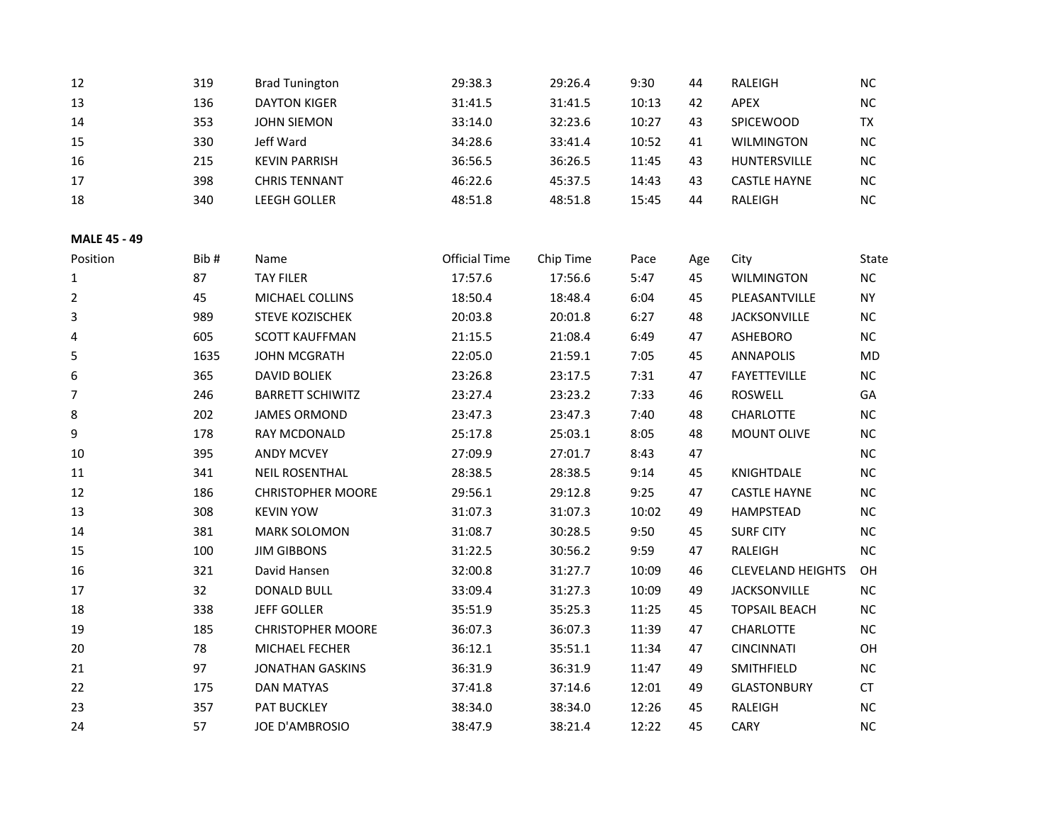| | | | | | | | | |
|---|---|---|---|---|---|---|---|---|
| 12 | 319 | Brad Tunington | 29:38.3 | 29:26.4 | 9:30 | 44 | RALEIGH | NC |
| 13 | 136 | DAYTON KIGER | 31:41.5 | 31:41.5 | 10:13 | 42 | APEX | NC |
| 14 | 353 | JOHN SIEMON | 33:14.0 | 32:23.6 | 10:27 | 43 | SPICEWOOD | TX |
| 15 | 330 | Jeff Ward | 34:28.6 | 33:41.4 | 10:52 | 41 | WILMINGTON | NC |
| 16 | 215 | KEVIN PARRISH | 36:56.5 | 36:26.5 | 11:45 | 43 | HUNTERSVILLE | NC |
| 17 | 398 | CHRIS TENNANT | 46:22.6 | 45:37.5 | 14:43 | 43 | CASTLE HAYNE | NC |
| 18 | 340 | LEEGH GOLLER | 48:51.8 | 48:51.8 | 15:45 | 44 | RALEIGH | NC |

**MALE 45 - 49**

| Position | Bib # | Name | Official Time | Chip Time | Pace | Age | City | State |
|---|---|---|---|---|---|---|---|---|
| 1 | 87 | TAY FILER | 17:57.6 | 17:56.6 | 5:47 | 45 | WILMINGTON | NC |
| 2 | 45 | MICHAEL COLLINS | 18:50.4 | 18:48.4 | 6:04 | 45 | PLEASANTVILLE | NY |
| 3 | 989 | STEVE KOZISCHEK | 20:03.8 | 20:01.8 | 6:27 | 48 | JACKSONVILLE | NC |
| 4 | 605 | SCOTT KAUFFMAN | 21:15.5 | 21:08.4 | 6:49 | 47 | ASHEBORO | NC |
| 5 | 1635 | JOHN MCGRATH | 22:05.0 | 21:59.1 | 7:05 | 45 | ANNAPOLIS | MD |
| 6 | 365 | DAVID BOLIEK | 23:26.8 | 23:17.5 | 7:31 | 47 | FAYETTEVILLE | NC |
| 7 | 246 | BARRETT SCHIWITZ | 23:27.4 | 23:23.2 | 7:33 | 46 | ROSWELL | GA |
| 8 | 202 | JAMES ORMOND | 23:47.3 | 23:47.3 | 7:40 | 48 | CHARLOTTE | NC |
| 9 | 178 | RAY MCDONALD | 25:17.8 | 25:03.1 | 8:05 | 48 | MOUNT OLIVE | NC |
| 10 | 395 | ANDY MCVEY | 27:09.9 | 27:01.7 | 8:43 | 47 | | NC |
| 11 | 341 | NEIL ROSENTHAL | 28:38.5 | 28:38.5 | 9:14 | 45 | KNIGHTDALE | NC |
| 12 | 186 | CHRISTOPHER MOORE | 29:56.1 | 29:12.8 | 9:25 | 47 | CASTLE HAYNE | NC |
| 13 | 308 | KEVIN YOW | 31:07.3 | 31:07.3 | 10:02 | 49 | HAMPSTEAD | NC |
| 14 | 381 | MARK SOLOMON | 31:08.7 | 30:28.5 | 9:50 | 45 | SURF CITY | NC |
| 15 | 100 | JIM GIBBONS | 31:22.5 | 30:56.2 | 9:59 | 47 | RALEIGH | NC |
| 16 | 321 | David Hansen | 32:00.8 | 31:27.7 | 10:09 | 46 | CLEVELAND HEIGHTS | OH |
| 17 | 32 | DONALD BULL | 33:09.4 | 31:27.3 | 10:09 | 49 | JACKSONVILLE | NC |
| 18 | 338 | JEFF GOLLER | 35:51.9 | 35:25.3 | 11:25 | 45 | TOPSAIL BEACH | NC |
| 19 | 185 | CHRISTOPHER MOORE | 36:07.3 | 36:07.3 | 11:39 | 47 | CHARLOTTE | NC |
| 20 | 78 | MICHAEL FECHER | 36:12.1 | 35:51.1 | 11:34 | 47 | CINCINNATI | OH |
| 21 | 97 | JONATHAN GASKINS | 36:31.9 | 36:31.9 | 11:47 | 49 | SMITHFIELD | NC |
| 22 | 175 | DAN MATYAS | 37:41.8 | 37:14.6 | 12:01 | 49 | GLASTONBURY | CT |
| 23 | 357 | PAT BUCKLEY | 38:34.0 | 38:34.0 | 12:26 | 45 | RALEIGH | NC |
| 24 | 57 | JOE D'AMBROSIO | 38:47.9 | 38:21.4 | 12:22 | 45 | CARY | NC |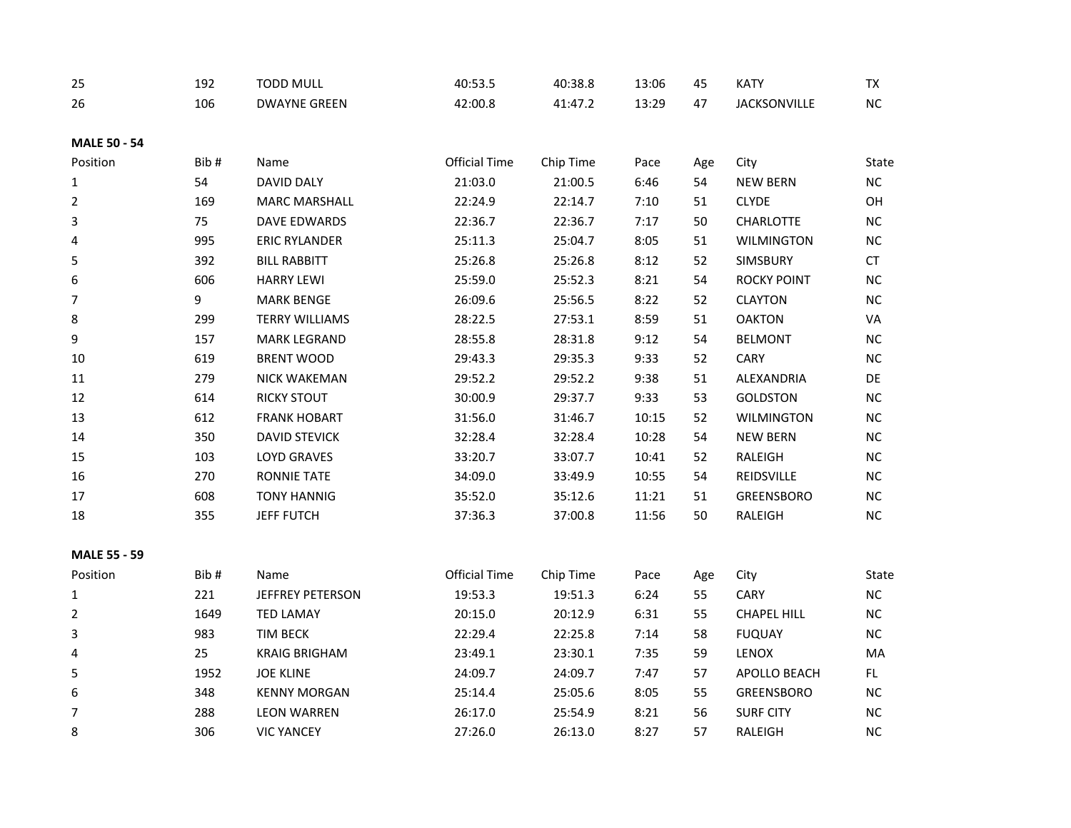| | | | | | | | | |
|---|---|---|---|---|---|---|---|---|
| 25 | 192 | TODD MULL | 40:53.5 | 40:38.8 | 13:06 | 45 | KATY | TX |
| 26 | 106 | DWAYNE GREEN | 42:00.8 | 41:47.2 | 13:29 | 47 | JACKSONVILLE | NC |

**MALE 50 - 54**

| Position | Bib # | Name | Official Time | Chip Time | Pace | Age | City | State |
|---|---|---|---|---|---|---|---|---|
| 1 | 54 | DAVID DALY | 21:03.0 | 21:00.5 | 6:46 | 54 | NEW BERN | NC |
| 2 | 169 | MARC MARSHALL | 22:24.9 | 22:14.7 | 7:10 | 51 | CLYDE | OH |
| 3 | 75 | DAVE EDWARDS | 22:36.7 | 22:36.7 | 7:17 | 50 | CHARLOTTE | NC |
| 4 | 995 | ERIC RYLANDER | 25:11.3 | 25:04.7 | 8:05 | 51 | WILMINGTON | NC |
| 5 | 392 | BILL RABBITT | 25:26.8 | 25:26.8 | 8:12 | 52 | SIMSBURY | CT |
| 6 | 606 | HARRY LEWI | 25:59.0 | 25:52.3 | 8:21 | 54 | ROCKY POINT | NC |
| 7 | 9 | MARK BENGE | 26:09.6 | 25:56.5 | 8:22 | 52 | CLAYTON | NC |
| 8 | 299 | TERRY WILLIAMS | 28:22.5 | 27:53.1 | 8:59 | 51 | OAKTON | VA |
| 9 | 157 | MARK LEGRAND | 28:55.8 | 28:31.8 | 9:12 | 54 | BELMONT | NC |
| 10 | 619 | BRENT WOOD | 29:43.3 | 29:35.3 | 9:33 | 52 | CARY | NC |
| 11 | 279 | NICK WAKEMAN | 29:52.2 | 29:52.2 | 9:38 | 51 | ALEXANDRIA | DE |
| 12 | 614 | RICKY STOUT | 30:00.9 | 29:37.7 | 9:33 | 53 | GOLDSTON | NC |
| 13 | 612 | FRANK HOBART | 31:56.0 | 31:46.7 | 10:15 | 52 | WILMINGTON | NC |
| 14 | 350 | DAVID STEVICK | 32:28.4 | 32:28.4 | 10:28 | 54 | NEW BERN | NC |
| 15 | 103 | LOYD GRAVES | 33:20.7 | 33:07.7 | 10:41 | 52 | RALEIGH | NC |
| 16 | 270 | RONNIE TATE | 34:09.0 | 33:49.9 | 10:55 | 54 | REIDSVILLE | NC |
| 17 | 608 | TONY HANNIG | 35:52.0 | 35:12.6 | 11:21 | 51 | GREENSBORO | NC |
| 18 | 355 | JEFF FUTCH | 37:36.3 | 37:00.8 | 11:56 | 50 | RALEIGH | NC |

**MALE 55 - 59**

| Position | Bib # | Name | Official Time | Chip Time | Pace | Age | City | State |
|---|---|---|---|---|---|---|---|---|
| 1 | 221 | JEFFREY PETERSON | 19:53.3 | 19:51.3 | 6:24 | 55 | CARY | NC |
| 2 | 1649 | TED LAMAY | 20:15.0 | 20:12.9 | 6:31 | 55 | CHAPEL HILL | NC |
| 3 | 983 | TIM BECK | 22:29.4 | 22:25.8 | 7:14 | 58 | FUQUAY | NC |
| 4 | 25 | KRAIG BRIGHAM | 23:49.1 | 23:30.1 | 7:35 | 59 | LENOX | MA |
| 5 | 1952 | JOE KLINE | 24:09.7 | 24:09.7 | 7:47 | 57 | APOLLO BEACH | FL |
| 6 | 348 | KENNY MORGAN | 25:14.4 | 25:05.6 | 8:05 | 55 | GREENSBORO | NC |
| 7 | 288 | LEON WARREN | 26:17.0 | 25:54.9 | 8:21 | 56 | SURF CITY | NC |
| 8 | 306 | VIC YANCEY | 27:26.0 | 26:13.0 | 8:27 | 57 | RALEIGH | NC |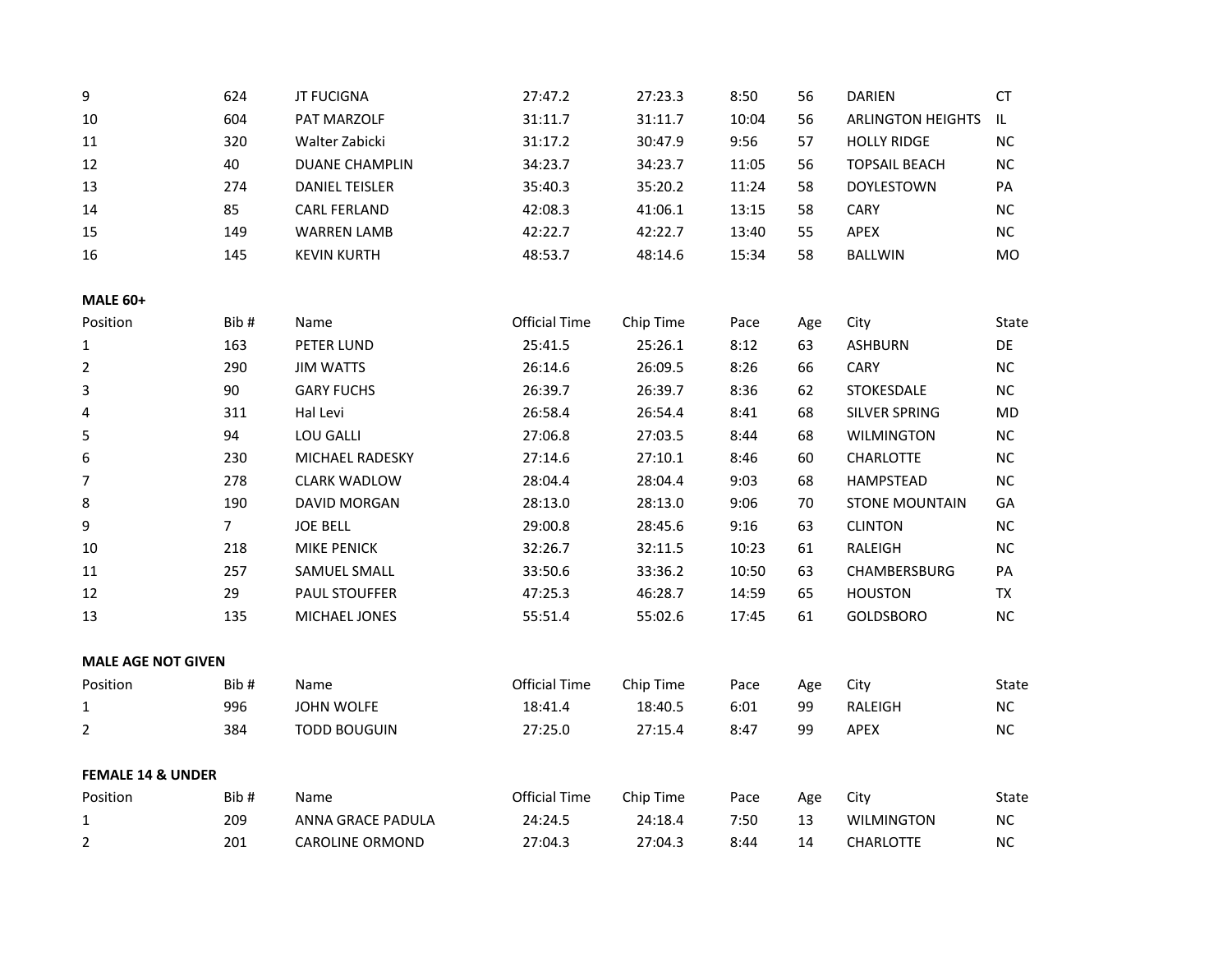| | | | | | | | | |
|---|---|---|---|---|---|---|---|---|
| 9 | 624 | JT FUCIGNA | 27:47.2 | 27:23.3 | 8:50 | 56 | DARIEN | CT |
| 10 | 604 | PAT MARZOLF | 31:11.7 | 31:11.7 | 10:04 | 56 | ARLINGTON HEIGHTS | IL |
| 11 | 320 | Walter Zabicki | 31:17.2 | 30:47.9 | 9:56 | 57 | HOLLY RIDGE | NC |
| 12 | 40 | DUANE CHAMPLIN | 34:23.7 | 34:23.7 | 11:05 | 56 | TOPSAIL BEACH | NC |
| 13 | 274 | DANIEL TEISLER | 35:40.3 | 35:20.2 | 11:24 | 58 | DOYLESTOWN | PA |
| 14 | 85 | CARL FERLAND | 42:08.3 | 41:06.1 | 13:15 | 58 | CARY | NC |
| 15 | 149 | WARREN LAMB | 42:22.7 | 42:22.7 | 13:40 | 55 | APEX | NC |
| 16 | 145 | KEVIN KURTH | 48:53.7 | 48:14.6 | 15:34 | 58 | BALLWIN | MO |

**MALE 60+**

| Position | Bib # | Name | Official Time | Chip Time | Pace | Age | City | State |
|---|---|---|---|---|---|---|---|---|
| 1 | 163 | PETER LUND | 25:41.5 | 25:26.1 | 8:12 | 63 | ASHBURN | DE |
| 2 | 290 | JIM WATTS | 26:14.6 | 26:09.5 | 8:26 | 66 | CARY | NC |
| 3 | 90 | GARY FUCHS | 26:39.7 | 26:39.7 | 8:36 | 62 | STOKESDALE | NC |
| 4 | 311 | Hal Levi | 26:58.4 | 26:54.4 | 8:41 | 68 | SILVER SPRING | MD |
| 5 | 94 | LOU GALLI | 27:06.8 | 27:03.5 | 8:44 | 68 | WILMINGTON | NC |
| 6 | 230 | MICHAEL RADESKY | 27:14.6 | 27:10.1 | 8:46 | 60 | CHARLOTTE | NC |
| 7 | 278 | CLARK WADLOW | 28:04.4 | 28:04.4 | 9:03 | 68 | HAMPSTEAD | NC |
| 8 | 190 | DAVID MORGAN | 28:13.0 | 28:13.0 | 9:06 | 70 | STONE MOUNTAIN | GA |
| 9 | 7 | JOE BELL | 29:00.8 | 28:45.6 | 9:16 | 63 | CLINTON | NC |
| 10 | 218 | MIKE PENICK | 32:26.7 | 32:11.5 | 10:23 | 61 | RALEIGH | NC |
| 11 | 257 | SAMUEL SMALL | 33:50.6 | 33:36.2 | 10:50 | 63 | CHAMBERSBURG | PA |
| 12 | 29 | PAUL STOUFFER | 47:25.3 | 46:28.7 | 14:59 | 65 | HOUSTON | TX |
| 13 | 135 | MICHAEL JONES | 55:51.4 | 55:02.6 | 17:45 | 61 | GOLDSBORO | NC |

**MALE AGE NOT GIVEN**

| Position | Bib # | Name | Official Time | Chip Time | Pace | Age | City | State |
|---|---|---|---|---|---|---|---|---|
| 1 | 996 | JOHN WOLFE | 18:41.4 | 18:40.5 | 6:01 | 99 | RALEIGH | NC |
| 2 | 384 | TODD BOUGUIN | 27:25.0 | 27:15.4 | 8:47 | 99 | APEX | NC |

**FEMALE 14 & UNDER**

| Position | Bib # | Name | Official Time | Chip Time | Pace | Age | City | State |
|---|---|---|---|---|---|---|---|---|
| 1 | 209 | ANNA GRACE PADULA | 24:24.5 | 24:18.4 | 7:50 | 13 | WILMINGTON | NC |
| 2 | 201 | CAROLINE ORMOND | 27:04.3 | 27:04.3 | 8:44 | 14 | CHARLOTTE | NC |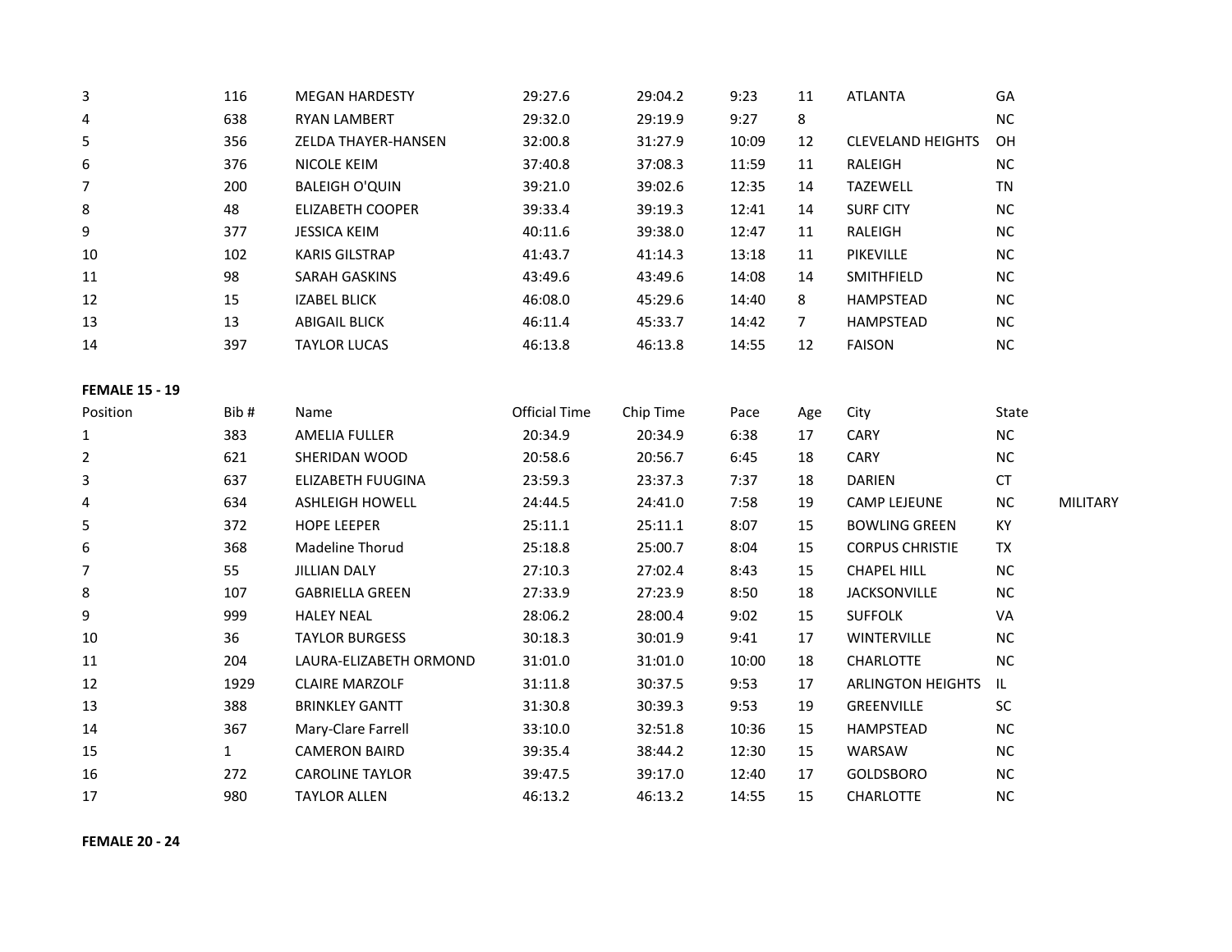| | | | | | | | | | |
|---|---|---|---|---|---|---|---|---|---|
| 3 | 116 | MEGAN HARDESTY | 29:27.6 | 29:04.2 | 9:23 | 11 | ATLANTA | GA | |
| 4 | 638 | RYAN LAMBERT | 29:32.0 | 29:19.9 | 9:27 | 8 | | NC | |
| 5 | 356 | ZELDA THAYER-HANSEN | 32:00.8 | 31:27.9 | 10:09 | 12 | CLEVELAND HEIGHTS | OH | |
| 6 | 376 | NICOLE KEIM | 37:40.8 | 37:08.3 | 11:59 | 11 | RALEIGH | NC | |
| 7 | 200 | BALEIGH O'QUIN | 39:21.0 | 39:02.6 | 12:35 | 14 | TAZEWELL | TN | |
| 8 | 48 | ELIZABETH COOPER | 39:33.4 | 39:19.3 | 12:41 | 14 | SURF CITY | NC | |
| 9 | 377 | JESSICA KEIM | 40:11.6 | 39:38.0 | 12:47 | 11 | RALEIGH | NC | |
| 10 | 102 | KARIS GILSTRAP | 41:43.7 | 41:14.3 | 13:18 | 11 | PIKEVILLE | NC | |
| 11 | 98 | SARAH GASKINS | 43:49.6 | 43:49.6 | 14:08 | 14 | SMITHFIELD | NC | |
| 12 | 15 | IZABEL BLICK | 46:08.0 | 45:29.6 | 14:40 | 8 | HAMPSTEAD | NC | |
| 13 | 13 | ABIGAIL BLICK | 46:11.4 | 45:33.7 | 14:42 | 7 | HAMPSTEAD | NC | |
| 14 | 397 | TAYLOR LUCAS | 46:13.8 | 46:13.8 | 14:55 | 12 | FAISON | NC | |

**FEMALE 15 - 19**

| Position | Bib # | Name | Official Time | Chip Time | Pace | Age | City | State | |
|---|---|---|---|---|---|---|---|---|---|
| 1 | 383 | AMELIA FULLER | 20:34.9 | 20:34.9 | 6:38 | 17 | CARY | NC | |
| 2 | 621 | SHERIDAN WOOD | 20:58.6 | 20:56.7 | 6:45 | 18 | CARY | NC | |
| 3 | 637 | ELIZABETH FUUGINA | 23:59.3 | 23:37.3 | 7:37 | 18 | DARIEN | CT | |
| 4 | 634 | ASHLEIGH HOWELL | 24:44.5 | 24:41.0 | 7:58 | 19 | CAMP LEJEUNE | NC | MILITARY |
| 5 | 372 | HOPE LEEPER | 25:11.1 | 25:11.1 | 8:07 | 15 | BOWLING GREEN | KY | |
| 6 | 368 | Madeline Thorud | 25:18.8 | 25:00.7 | 8:04 | 15 | CORPUS CHRISTIE | TX | |
| 7 | 55 | JILLIAN DALY | 27:10.3 | 27:02.4 | 8:43 | 15 | CHAPEL HILL | NC | |
| 8 | 107 | GABRIELLA GREEN | 27:33.9 | 27:23.9 | 8:50 | 18 | JACKSONVILLE | NC | |
| 9 | 999 | HALEY NEAL | 28:06.2 | 28:00.4 | 9:02 | 15 | SUFFOLK | VA | |
| 10 | 36 | TAYLOR BURGESS | 30:18.3 | 30:01.9 | 9:41 | 17 | WINTERVILLE | NC | |
| 11 | 204 | LAURA-ELIZABETH ORMOND | 31:01.0 | 31:01.0 | 10:00 | 18 | CHARLOTTE | NC | |
| 12 | 1929 | CLAIRE MARZOLF | 31:11.8 | 30:37.5 | 9:53 | 17 | ARLINGTON HEIGHTS | IL | |
| 13 | 388 | BRINKLEY GANTT | 31:30.8 | 30:39.3 | 9:53 | 19 | GREENVILLE | SC | |
| 14 | 367 | Mary-Clare Farrell | 33:10.0 | 32:51.8 | 10:36 | 15 | HAMPSTEAD | NC | |
| 15 | 1 | CAMERON BAIRD | 39:35.4 | 38:44.2 | 12:30 | 15 | WARSAW | NC | |
| 16 | 272 | CAROLINE TAYLOR | 39:47.5 | 39:17.0 | 12:40 | 17 | GOLDSBORO | NC | |
| 17 | 980 | TAYLOR ALLEN | 46:13.2 | 46:13.2 | 14:55 | 15 | CHARLOTTE | NC | |

**FEMALE 20 - 24**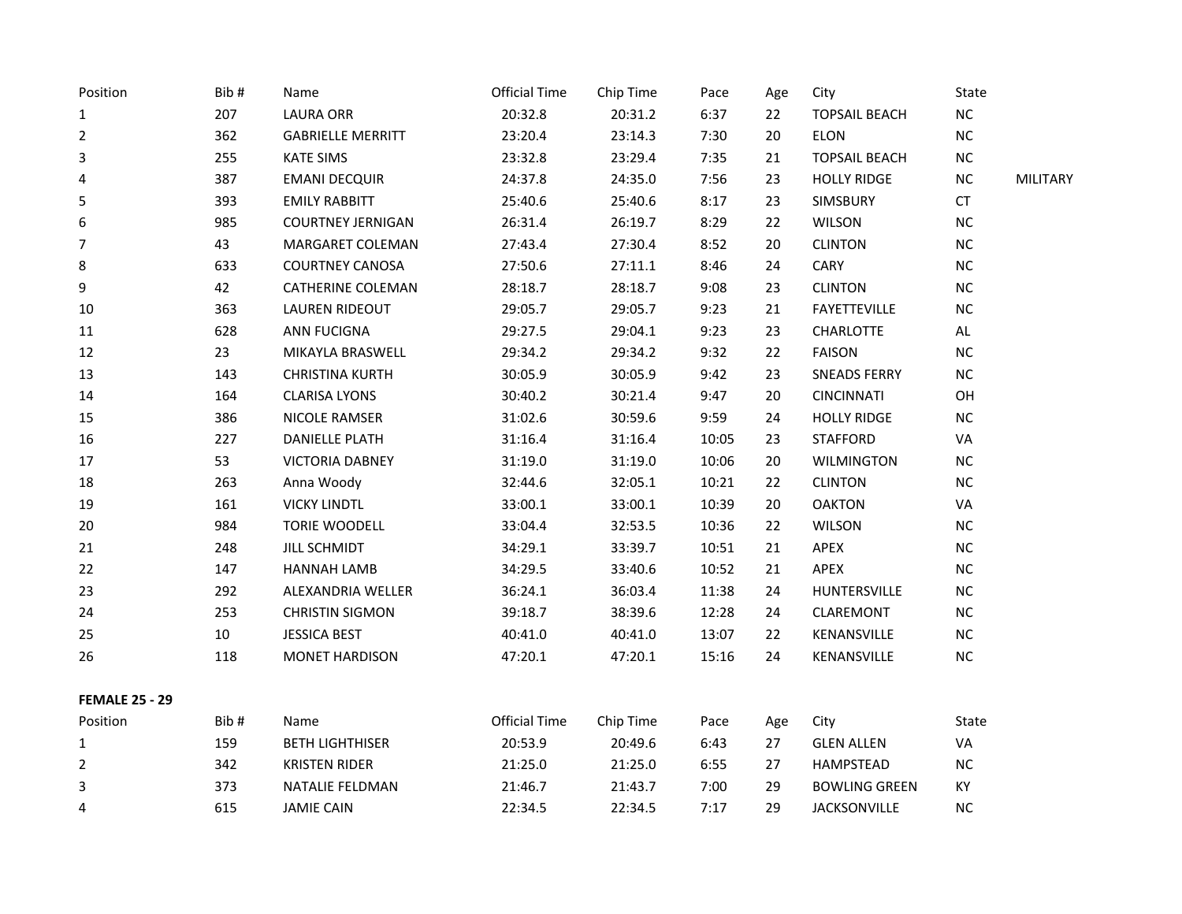| Position | Bib # | Name | Official Time | Chip Time | Pace | Age | City | State | |
|---|---|---|---|---|---|---|---|---|---|
| 1 | 207 | LAURA ORR | 20:32.8 | 20:31.2 | 6:37 | 22 | TOPSAIL BEACH | NC | |
| 2 | 362 | GABRIELLE MERRITT | 23:20.4 | 23:14.3 | 7:30 | 20 | ELON | NC | |
| 3 | 255 | KATE SIMS | 23:32.8 | 23:29.4 | 7:35 | 21 | TOPSAIL BEACH | NC | |
| 4 | 387 | EMANI DECQUIR | 24:37.8 | 24:35.0 | 7:56 | 23 | HOLLY RIDGE | NC | MILITARY |
| 5 | 393 | EMILY RABBITT | 25:40.6 | 25:40.6 | 8:17 | 23 | SIMSBURY | CT | |
| 6 | 985 | COURTNEY JERNIGAN | 26:31.4 | 26:19.7 | 8:29 | 22 | WILSON | NC | |
| 7 | 43 | MARGARET COLEMAN | 27:43.4 | 27:30.4 | 8:52 | 20 | CLINTON | NC | |
| 8 | 633 | COURTNEY CANOSA | 27:50.6 | 27:11.1 | 8:46 | 24 | CARY | NC | |
| 9 | 42 | CATHERINE COLEMAN | 28:18.7 | 28:18.7 | 9:08 | 23 | CLINTON | NC | |
| 10 | 363 | LAUREN RIDEOUT | 29:05.7 | 29:05.7 | 9:23 | 21 | FAYETTEVILLE | NC | |
| 11 | 628 | ANN FUCIGNA | 29:27.5 | 29:04.1 | 9:23 | 23 | CHARLOTTE | AL | |
| 12 | 23 | MIKAYLA BRASWELL | 29:34.2 | 29:34.2 | 9:32 | 22 | FAISON | NC | |
| 13 | 143 | CHRISTINA KURTH | 30:05.9 | 30:05.9 | 9:42 | 23 | SNEADS FERRY | NC | |
| 14 | 164 | CLARISA LYONS | 30:40.2 | 30:21.4 | 9:47 | 20 | CINCINNATI | OH | |
| 15 | 386 | NICOLE RAMSER | 31:02.6 | 30:59.6 | 9:59 | 24 | HOLLY RIDGE | NC | |
| 16 | 227 | DANIELLE PLATH | 31:16.4 | 31:16.4 | 10:05 | 23 | STAFFORD | VA | |
| 17 | 53 | VICTORIA DABNEY | 31:19.0 | 31:19.0 | 10:06 | 20 | WILMINGTON | NC | |
| 18 | 263 | Anna Woody | 32:44.6 | 32:05.1 | 10:21 | 22 | CLINTON | NC | |
| 19 | 161 | VICKY LINDTL | 33:00.1 | 33:00.1 | 10:39 | 20 | OAKTON | VA | |
| 20 | 984 | TORIE WOODELL | 33:04.4 | 32:53.5 | 10:36 | 22 | WILSON | NC | |
| 21 | 248 | JILL SCHMIDT | 34:29.1 | 33:39.7 | 10:51 | 21 | APEX | NC | |
| 22 | 147 | HANNAH LAMB | 34:29.5 | 33:40.6 | 10:52 | 21 | APEX | NC | |
| 23 | 292 | ALEXANDRIA WELLER | 36:24.1 | 36:03.4 | 11:38 | 24 | HUNTERSVILLE | NC | |
| 24 | 253 | CHRISTIN SIGMON | 39:18.7 | 38:39.6 | 12:28 | 24 | CLAREMONT | NC | |
| 25 | 10 | JESSICA BEST | 40:41.0 | 40:41.0 | 13:07 | 22 | KENANSVILLE | NC | |
| 26 | 118 | MONET HARDISON | 47:20.1 | 47:20.1 | 15:16 | 24 | KENANSVILLE | NC | |

**FEMALE 25 - 29**

| Position | Bib # | Name | Official Time | Chip Time | Pace | Age | City | State |
|---|---|---|---|---|---|---|---|---|
| 1 | 159 | BETH LIGHTHISER | 20:53.9 | 20:49.6 | 6:43 | 27 | GLEN ALLEN | VA |
| 2 | 342 | KRISTEN RIDER | 21:25.0 | 21:25.0 | 6:55 | 27 | HAMPSTEAD | NC |
| 3 | 373 | NATALIE FELDMAN | 21:46.7 | 21:43.7 | 7:00 | 29 | BOWLING GREEN | KY |
| 4 | 615 | JAMIE CAIN | 22:34.5 | 22:34.5 | 7:17 | 29 | JACKSONVILLE | NC |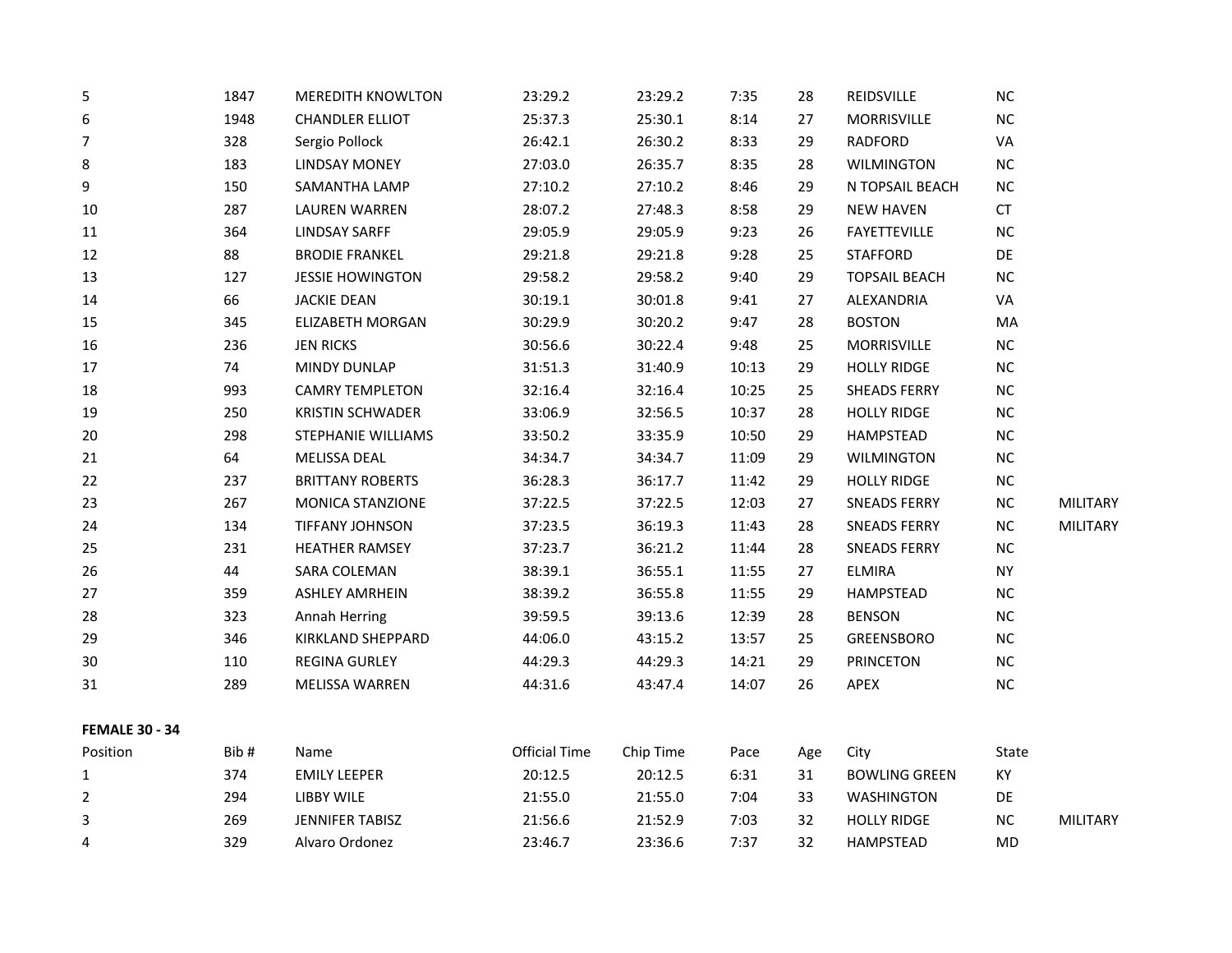| | | | | | | | | | |
|---|---|---|---|---|---|---|---|---|---|
| 5 | 1847 | MEREDITH KNOWLTON | 23:29.2 | 23:29.2 | 7:35 | 28 | REIDSVILLE | NC | |
| 6 | 1948 | CHANDLER ELLIOT | 25:37.3 | 25:30.1 | 8:14 | 27 | MORRISVILLE | NC | |
| 7 | 328 | Sergio Pollock | 26:42.1 | 26:30.2 | 8:33 | 29 | RADFORD | VA | |
| 8 | 183 | LINDSAY MONEY | 27:03.0 | 26:35.7 | 8:35 | 28 | WILMINGTON | NC | |
| 9 | 150 | SAMANTHA LAMP | 27:10.2 | 27:10.2 | 8:46 | 29 | N TOPSAIL BEACH | NC | |
| 10 | 287 | LAUREN WARREN | 28:07.2 | 27:48.3 | 8:58 | 29 | NEW HAVEN | CT | |
| 11 | 364 | LINDSAY SARFF | 29:05.9 | 29:05.9 | 9:23 | 26 | FAYETTEVILLE | NC | |
| 12 | 88 | BRODIE FRANKEL | 29:21.8 | 29:21.8 | 9:28 | 25 | STAFFORD | DE | |
| 13 | 127 | JESSIE HOWINGTON | 29:58.2 | 29:58.2 | 9:40 | 29 | TOPSAIL BEACH | NC | |
| 14 | 66 | JACKIE DEAN | 30:19.1 | 30:01.8 | 9:41 | 27 | ALEXANDRIA | VA | |
| 15 | 345 | ELIZABETH MORGAN | 30:29.9 | 30:20.2 | 9:47 | 28 | BOSTON | MA | |
| 16 | 236 | JEN RICKS | 30:56.6 | 30:22.4 | 9:48 | 25 | MORRISVILLE | NC | |
| 17 | 74 | MINDY DUNLAP | 31:51.3 | 31:40.9 | 10:13 | 29 | HOLLY RIDGE | NC | |
| 18 | 993 | CAMRY TEMPLETON | 32:16.4 | 32:16.4 | 10:25 | 25 | SHEADS FERRY | NC | |
| 19 | 250 | KRISTIN SCHWADER | 33:06.9 | 32:56.5 | 10:37 | 28 | HOLLY RIDGE | NC | |
| 20 | 298 | STEPHANIE WILLIAMS | 33:50.2 | 33:35.9 | 10:50 | 29 | HAMPSTEAD | NC | |
| 21 | 64 | MELISSA DEAL | 34:34.7 | 34:34.7 | 11:09 | 29 | WILMINGTON | NC | |
| 22 | 237 | BRITTANY ROBERTS | 36:28.3 | 36:17.7 | 11:42 | 29 | HOLLY RIDGE | NC | |
| 23 | 267 | MONICA STANZIONE | 37:22.5 | 37:22.5 | 12:03 | 27 | SNEADS FERRY | NC | MILITARY |
| 24 | 134 | TIFFANY JOHNSON | 37:23.5 | 36:19.3 | 11:43 | 28 | SNEADS FERRY | NC | MILITARY |
| 25 | 231 | HEATHER RAMSEY | 37:23.7 | 36:21.2 | 11:44 | 28 | SNEADS FERRY | NC | |
| 26 | 44 | SARA COLEMAN | 38:39.1 | 36:55.1 | 11:55 | 27 | ELMIRA | NY | |
| 27 | 359 | ASHLEY AMRHEIN | 38:39.2 | 36:55.8 | 11:55 | 29 | HAMPSTEAD | NC | |
| 28 | 323 | Annah Herring | 39:59.5 | 39:13.6 | 12:39 | 28 | BENSON | NC | |
| 29 | 346 | KIRKLAND SHEPPARD | 44:06.0 | 43:15.2 | 13:57 | 25 | GREENSBORO | NC | |
| 30 | 110 | REGINA GURLEY | 44:29.3 | 44:29.3 | 14:21 | 29 | PRINCETON | NC | |
| 31 | 289 | MELISSA WARREN | 44:31.6 | 43:47.4 | 14:07 | 26 | APEX | NC | |

**FEMALE 30 - 34**

| Position | Bib # | Name | Official Time | Chip Time | Pace | Age | City | State | |
|---|---|---|---|---|---|---|---|---|---|
| 1 | 374 | EMILY LEEPER | 20:12.5 | 20:12.5 | 6:31 | 31 | BOWLING GREEN | KY | |
| 2 | 294 | LIBBY WILE | 21:55.0 | 21:55.0 | 7:04 | 33 | WASHINGTON | DE | |
| 3 | 269 | JENNIFER TABISZ | 21:56.6 | 21:52.9 | 7:03 | 32 | HOLLY RIDGE | NC | MILITARY |
| 4 | 329 | Alvaro Ordonez | 23:46.7 | 23:36.6 | 7:37 | 32 | HAMPSTEAD | MD | |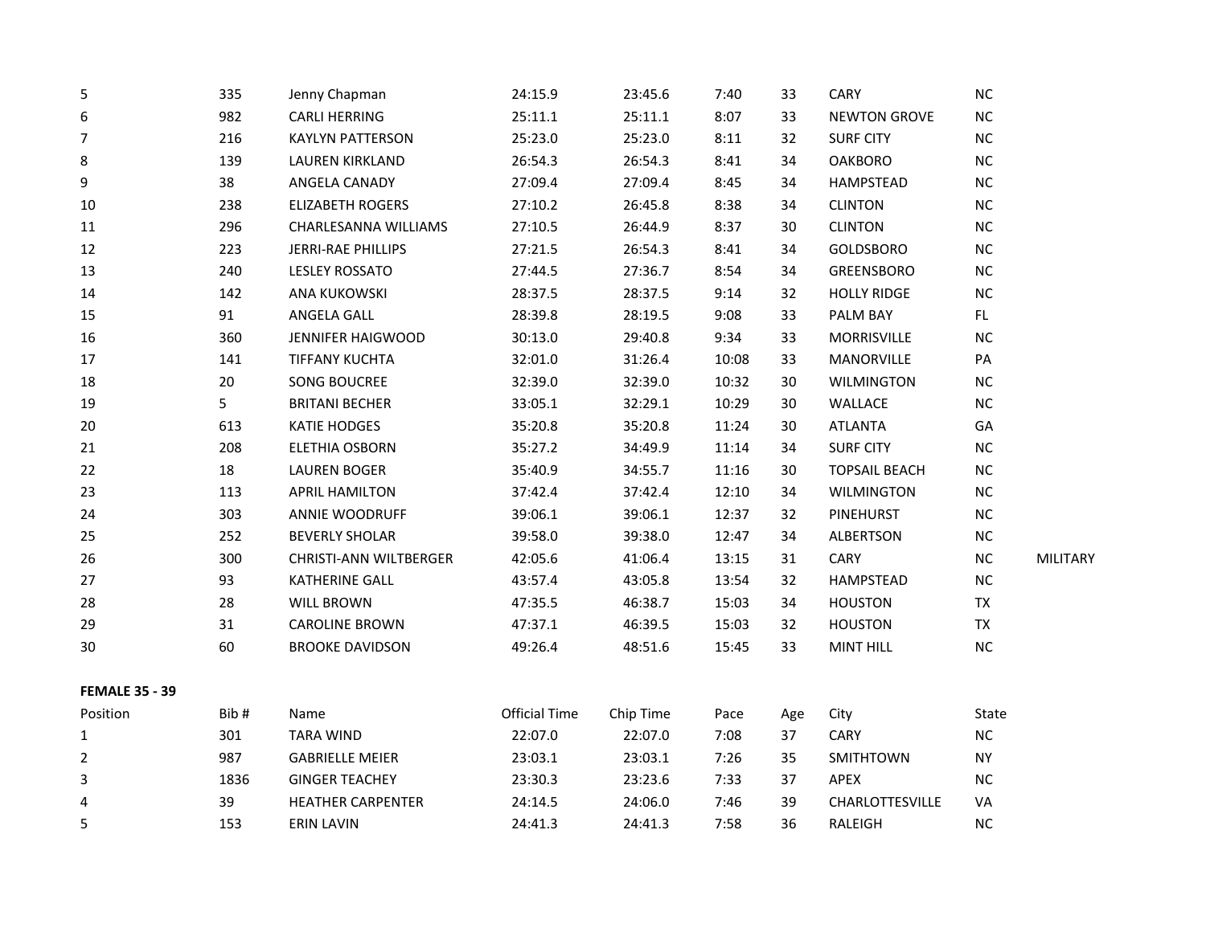| | | | | | | | | | |
|---|---|---|---|---|---|---|---|---|---|
| 5 | 335 | Jenny Chapman | 24:15.9 | 23:45.6 | 7:40 | 33 | CARY | NC | |
| 6 | 982 | CARLI HERRING | 25:11.1 | 25:11.1 | 8:07 | 33 | NEWTON GROVE | NC | |
| 7 | 216 | KAYLYN PATTERSON | 25:23.0 | 25:23.0 | 8:11 | 32 | SURF CITY | NC | |
| 8 | 139 | LAUREN KIRKLAND | 26:54.3 | 26:54.3 | 8:41 | 34 | OAKBORO | NC | |
| 9 | 38 | ANGELA CANADY | 27:09.4 | 27:09.4 | 8:45 | 34 | HAMPSTEAD | NC | |
| 10 | 238 | ELIZABETH ROGERS | 27:10.2 | 26:45.8 | 8:38 | 34 | CLINTON | NC | |
| 11 | 296 | CHARLESANNA WILLIAMS | 27:10.5 | 26:44.9 | 8:37 | 30 | CLINTON | NC | |
| 12 | 223 | JERRI-RAE PHILLIPS | 27:21.5 | 26:54.3 | 8:41 | 34 | GOLDSBORO | NC | |
| 13 | 240 | LESLEY ROSSATO | 27:44.5 | 27:36.7 | 8:54 | 34 | GREENSBORO | NC | |
| 14 | 142 | ANA KUKOWSKI | 28:37.5 | 28:37.5 | 9:14 | 32 | HOLLY RIDGE | NC | |
| 15 | 91 | ANGELA GALL | 28:39.8 | 28:19.5 | 9:08 | 33 | PALM BAY | FL | |
| 16 | 360 | JENNIFER HAIGWOOD | 30:13.0 | 29:40.8 | 9:34 | 33 | MORRISVILLE | NC | |
| 17 | 141 | TIFFANY KUCHTA | 32:01.0 | 31:26.4 | 10:08 | 33 | MANORVILLE | PA | |
| 18 | 20 | SONG BOUCREE | 32:39.0 | 32:39.0 | 10:32 | 30 | WILMINGTON | NC | |
| 19 | 5 | BRITANI BECHER | 33:05.1 | 32:29.1 | 10:29 | 30 | WALLACE | NC | |
| 20 | 613 | KATIE HODGES | 35:20.8 | 35:20.8 | 11:24 | 30 | ATLANTA | GA | |
| 21 | 208 | ELETHIA OSBORN | 35:27.2 | 34:49.9 | 11:14 | 34 | SURF CITY | NC | |
| 22 | 18 | LAUREN BOGER | 35:40.9 | 34:55.7 | 11:16 | 30 | TOPSAIL BEACH | NC | |
| 23 | 113 | APRIL HAMILTON | 37:42.4 | 37:42.4 | 12:10 | 34 | WILMINGTON | NC | |
| 24 | 303 | ANNIE WOODRUFF | 39:06.1 | 39:06.1 | 12:37 | 32 | PINEHURST | NC | |
| 25 | 252 | BEVERLY SHOLAR | 39:58.0 | 39:38.0 | 12:47 | 34 | ALBERTSON | NC | |
| 26 | 300 | CHRISTI-ANN WILTBERGER | 42:05.6 | 41:06.4 | 13:15 | 31 | CARY | NC | MILITARY |
| 27 | 93 | KATHERINE GALL | 43:57.4 | 43:05.8 | 13:54 | 32 | HAMPSTEAD | NC | |
| 28 | 28 | WILL BROWN | 47:35.5 | 46:38.7 | 15:03 | 34 | HOUSTON | TX | |
| 29 | 31 | CAROLINE BROWN | 47:37.1 | 46:39.5 | 15:03 | 32 | HOUSTON | TX | |
| 30 | 60 | BROOKE DAVIDSON | 49:26.4 | 48:51.6 | 15:45 | 33 | MINT HILL | NC | |

**FEMALE 35 - 39**

| Position | Bib # | Name | Official Time | Chip Time | Pace | Age | City | State |
|---|---|---|---|---|---|---|---|---|
| 1 | 301 | TARA WIND | 22:07.0 | 22:07.0 | 7:08 | 37 | CARY | NC |
| 2 | 987 | GABRIELLE MEIER | 23:03.1 | 23:03.1 | 7:26 | 35 | SMITHTOWN | NY |
| 3 | 1836 | GINGER TEACHEY | 23:30.3 | 23:23.6 | 7:33 | 37 | APEX | NC |
| 4 | 39 | HEATHER CARPENTER | 24:14.5 | 24:06.0 | 7:46 | 39 | CHARLOTTESVILLE | VA |
| 5 | 153 | ERIN LAVIN | 24:41.3 | 24:41.3 | 7:58 | 36 | RALEIGH | NC |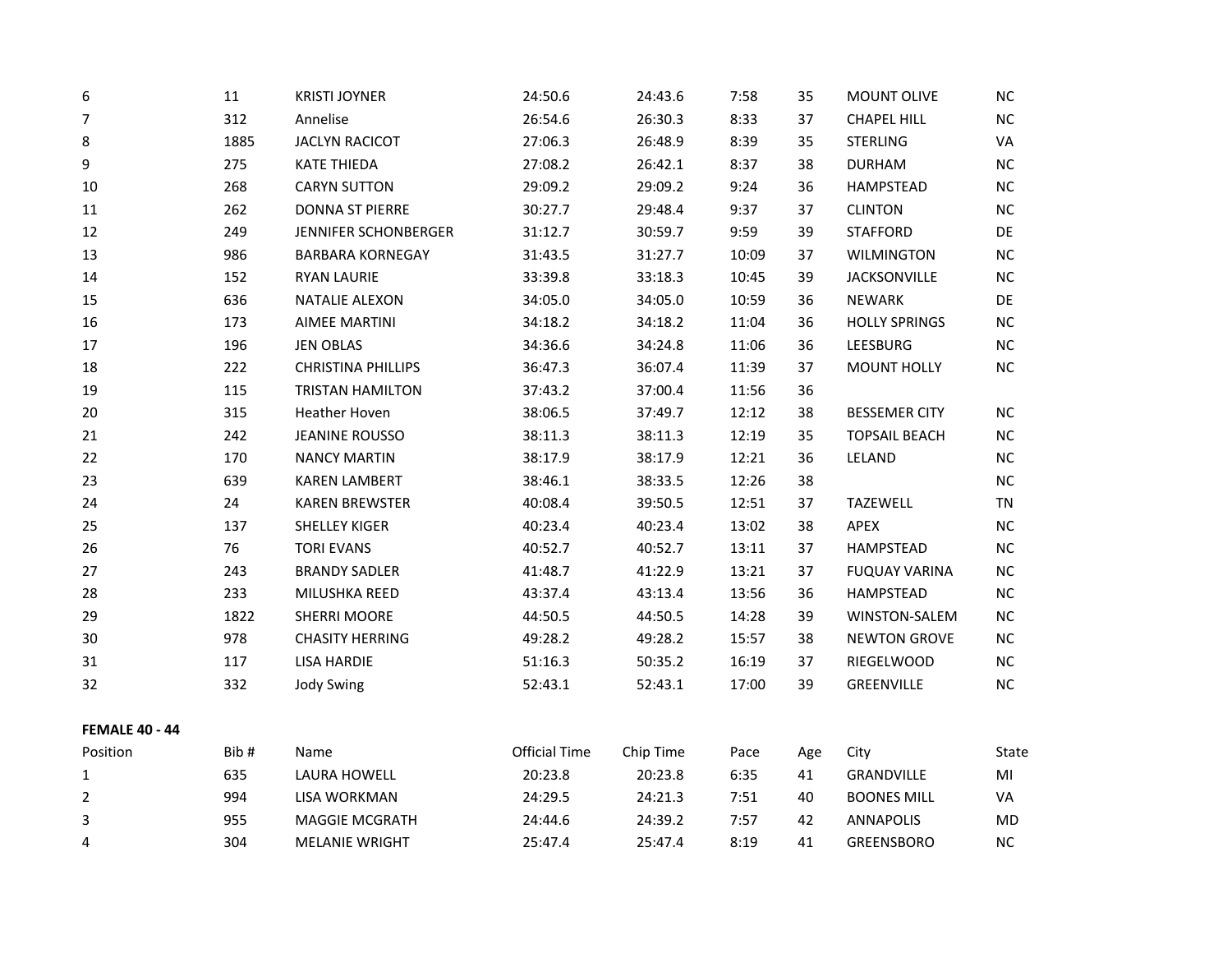| | | | | | | | | |
|---|---|---|---|---|---|---|---|---|
| 6 | 11 | KRISTI JOYNER | 24:50.6 | 24:43.6 | 7:58 | 35 | MOUNT OLIVE | NC |
| 7 | 312 | Annelise | 26:54.6 | 26:30.3 | 8:33 | 37 | CHAPEL HILL | NC |
| 8 | 1885 | JACLYN RACICOT | 27:06.3 | 26:48.9 | 8:39 | 35 | STERLING | VA |
| 9 | 275 | KATE THIEDA | 27:08.2 | 26:42.1 | 8:37 | 38 | DURHAM | NC |
| 10 | 268 | CARYN SUTTON | 29:09.2 | 29:09.2 | 9:24 | 36 | HAMPSTEAD | NC |
| 11 | 262 | DONNA ST PIERRE | 30:27.7 | 29:48.4 | 9:37 | 37 | CLINTON | NC |
| 12 | 249 | JENNIFER SCHONBERGER | 31:12.7 | 30:59.7 | 9:59 | 39 | STAFFORD | DE |
| 13 | 986 | BARBARA KORNEGAY | 31:43.5 | 31:27.7 | 10:09 | 37 | WILMINGTON | NC |
| 14 | 152 | RYAN LAURIE | 33:39.8 | 33:18.3 | 10:45 | 39 | JACKSONVILLE | NC |
| 15 | 636 | NATALIE ALEXON | 34:05.0 | 34:05.0 | 10:59 | 36 | NEWARK | DE |
| 16 | 173 | AIMEE MARTINI | 34:18.2 | 34:18.2 | 11:04 | 36 | HOLLY SPRINGS | NC |
| 17 | 196 | JEN OBLAS | 34:36.6 | 34:24.8 | 11:06 | 36 | LEESBURG | NC |
| 18 | 222 | CHRISTINA PHILLIPS | 36:47.3 | 36:07.4 | 11:39 | 37 | MOUNT HOLLY | NC |
| 19 | 115 | TRISTAN HAMILTON | 37:43.2 | 37:00.4 | 11:56 | 36 | | |
| 20 | 315 | Heather Hoven | 38:06.5 | 37:49.7 | 12:12 | 38 | BESSEMER CITY | NC |
| 21 | 242 | JEANINE ROUSSO | 38:11.3 | 38:11.3 | 12:19 | 35 | TOPSAIL BEACH | NC |
| 22 | 170 | NANCY MARTIN | 38:17.9 | 38:17.9 | 12:21 | 36 | LELAND | NC |
| 23 | 639 | KAREN LAMBERT | 38:46.1 | 38:33.5 | 12:26 | 38 | | NC |
| 24 | 24 | KAREN BREWSTER | 40:08.4 | 39:50.5 | 12:51 | 37 | TAZEWELL | TN |
| 25 | 137 | SHELLEY KIGER | 40:23.4 | 40:23.4 | 13:02 | 38 | APEX | NC |
| 26 | 76 | TORI EVANS | 40:52.7 | 40:52.7 | 13:11 | 37 | HAMPSTEAD | NC |
| 27 | 243 | BRANDY SADLER | 41:48.7 | 41:22.9 | 13:21 | 37 | FUQUAY VARINA | NC |
| 28 | 233 | MILUSHKA REED | 43:37.4 | 43:13.4 | 13:56 | 36 | HAMPSTEAD | NC |
| 29 | 1822 | SHERRI MOORE | 44:50.5 | 44:50.5 | 14:28 | 39 | WINSTON-SALEM | NC |
| 30 | 978 | CHASITY HERRING | 49:28.2 | 49:28.2 | 15:57 | 38 | NEWTON GROVE | NC |
| 31 | 117 | LISA HARDIE | 51:16.3 | 50:35.2 | 16:19 | 37 | RIEGELWOOD | NC |
| 32 | 332 | Jody Swing | 52:43.1 | 52:43.1 | 17:00 | 39 | GREENVILLE | NC |

**FEMALE 40 - 44**

| Position | Bib # | Name | Official Time | Chip Time | Pace | Age | City | State |
|---|---|---|---|---|---|---|---|---|
| 1 | 635 | LAURA HOWELL | 20:23.8 | 20:23.8 | 6:35 | 41 | GRANDVILLE | MI |
| 2 | 994 | LISA WORKMAN | 24:29.5 | 24:21.3 | 7:51 | 40 | BOONES MILL | VA |
| 3 | 955 | MAGGIE MCGRATH | 24:44.6 | 24:39.2 | 7:57 | 42 | ANNAPOLIS | MD |
| 4 | 304 | MELANIE WRIGHT | 25:47.4 | 25:47.4 | 8:19 | 41 | GREENSBORO | NC |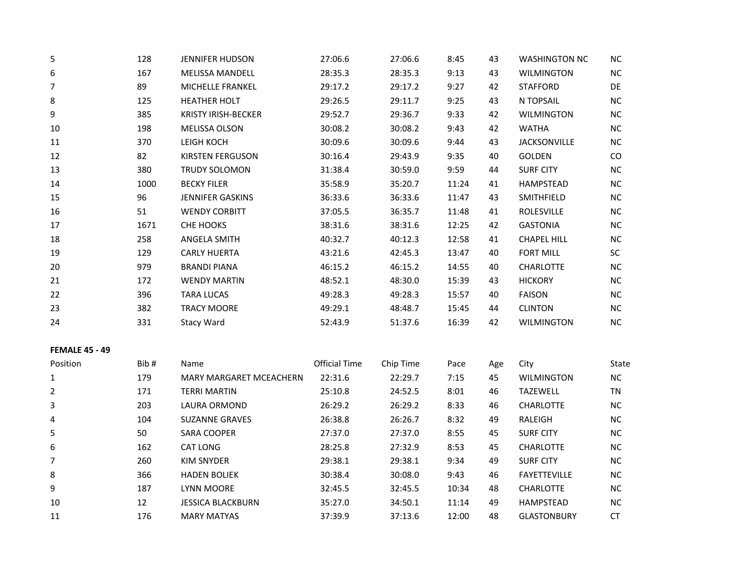| | | | | | | | | |
|---|---|---|---|---|---|---|---|---|
| 5 | 128 | JENNIFER HUDSON | 27:06.6 | 27:06.6 | 8:45 | 43 | WASHINGTON NC | NC |
| 6 | 167 | MELISSA MANDELL | 28:35.3 | 28:35.3 | 9:13 | 43 | WILMINGTON | NC |
| 7 | 89 | MICHELLE FRANKEL | 29:17.2 | 29:17.2 | 9:27 | 42 | STAFFORD | DE |
| 8 | 125 | HEATHER HOLT | 29:26.5 | 29:11.7 | 9:25 | 43 | N TOPSAIL | NC |
| 9 | 385 | KRISTY IRISH-BECKER | 29:52.7 | 29:36.7 | 9:33 | 42 | WILMINGTON | NC |
| 10 | 198 | MELISSA OLSON | 30:08.2 | 30:08.2 | 9:43 | 42 | WATHA | NC |
| 11 | 370 | LEIGH KOCH | 30:09.6 | 30:09.6 | 9:44 | 43 | JACKSONVILLE | NC |
| 12 | 82 | KIRSTEN FERGUSON | 30:16.4 | 29:43.9 | 9:35 | 40 | GOLDEN | CO |
| 13 | 380 | TRUDY SOLOMON | 31:38.4 | 30:59.0 | 9:59 | 44 | SURF CITY | NC |
| 14 | 1000 | BECKY FILER | 35:58.9 | 35:20.7 | 11:24 | 41 | HAMPSTEAD | NC |
| 15 | 96 | JENNIFER GASKINS | 36:33.6 | 36:33.6 | 11:47 | 43 | SMITHFIELD | NC |
| 16 | 51 | WENDY CORBITT | 37:05.5 | 36:35.7 | 11:48 | 41 | ROLESVILLE | NC |
| 17 | 1671 | CHE HOOKS | 38:31.6 | 38:31.6 | 12:25 | 42 | GASTONIA | NC |
| 18 | 258 | ANGELA SMITH | 40:32.7 | 40:12.3 | 12:58 | 41 | CHAPEL HILL | NC |
| 19 | 129 | CARLY HUERTA | 43:21.6 | 42:45.3 | 13:47 | 40 | FORT MILL | SC |
| 20 | 979 | BRANDI PIANA | 46:15.2 | 46:15.2 | 14:55 | 40 | CHARLOTTE | NC |
| 21 | 172 | WENDY MARTIN | 48:52.1 | 48:30.0 | 15:39 | 43 | HICKORY | NC |
| 22 | 396 | TARA LUCAS | 49:28.3 | 49:28.3 | 15:57 | 40 | FAISON | NC |
| 23 | 382 | TRACY MOORE | 49:29.1 | 48:48.7 | 15:45 | 44 | CLINTON | NC |
| 24 | 331 | Stacy Ward | 52:43.9 | 51:37.6 | 16:39 | 42 | WILMINGTON | NC |

**FEMALE 45 - 49**

| Position | Bib # | Name | Official Time | Chip Time | Pace | Age | City | State |
|---|---|---|---|---|---|---|---|---|
| 1 | 179 | MARY MARGARET MCEACHERN | 22:31.6 | 22:29.7 | 7:15 | 45 | WILMINGTON | NC |
| 2 | 171 | TERRI MARTIN | 25:10.8 | 24:52.5 | 8:01 | 46 | TAZEWELL | TN |
| 3 | 203 | LAURA ORMOND | 26:29.2 | 26:29.2 | 8:33 | 46 | CHARLOTTE | NC |
| 4 | 104 | SUZANNE GRAVES | 26:38.8 | 26:26.7 | 8:32 | 49 | RALEIGH | NC |
| 5 | 50 | SARA COOPER | 27:37.0 | 27:37.0 | 8:55 | 45 | SURF CITY | NC |
| 6 | 162 | CAT LONG | 28:25.8 | 27:32.9 | 8:53 | 45 | CHARLOTTE | NC |
| 7 | 260 | KIM SNYDER | 29:38.1 | 29:38.1 | 9:34 | 49 | SURF CITY | NC |
| 8 | 366 | HADEN BOLIEK | 30:38.4 | 30:08.0 | 9:43 | 46 | FAYETTEVILLE | NC |
| 9 | 187 | LYNN MOORE | 32:45.5 | 32:45.5 | 10:34 | 48 | CHARLOTTE | NC |
| 10 | 12 | JESSICA BLACKBURN | 35:27.0 | 34:50.1 | 11:14 | 49 | HAMPSTEAD | NC |
| 11 | 176 | MARY MATYAS | 37:39.9 | 37:13.6 | 12:00 | 48 | GLASTONBURY | CT |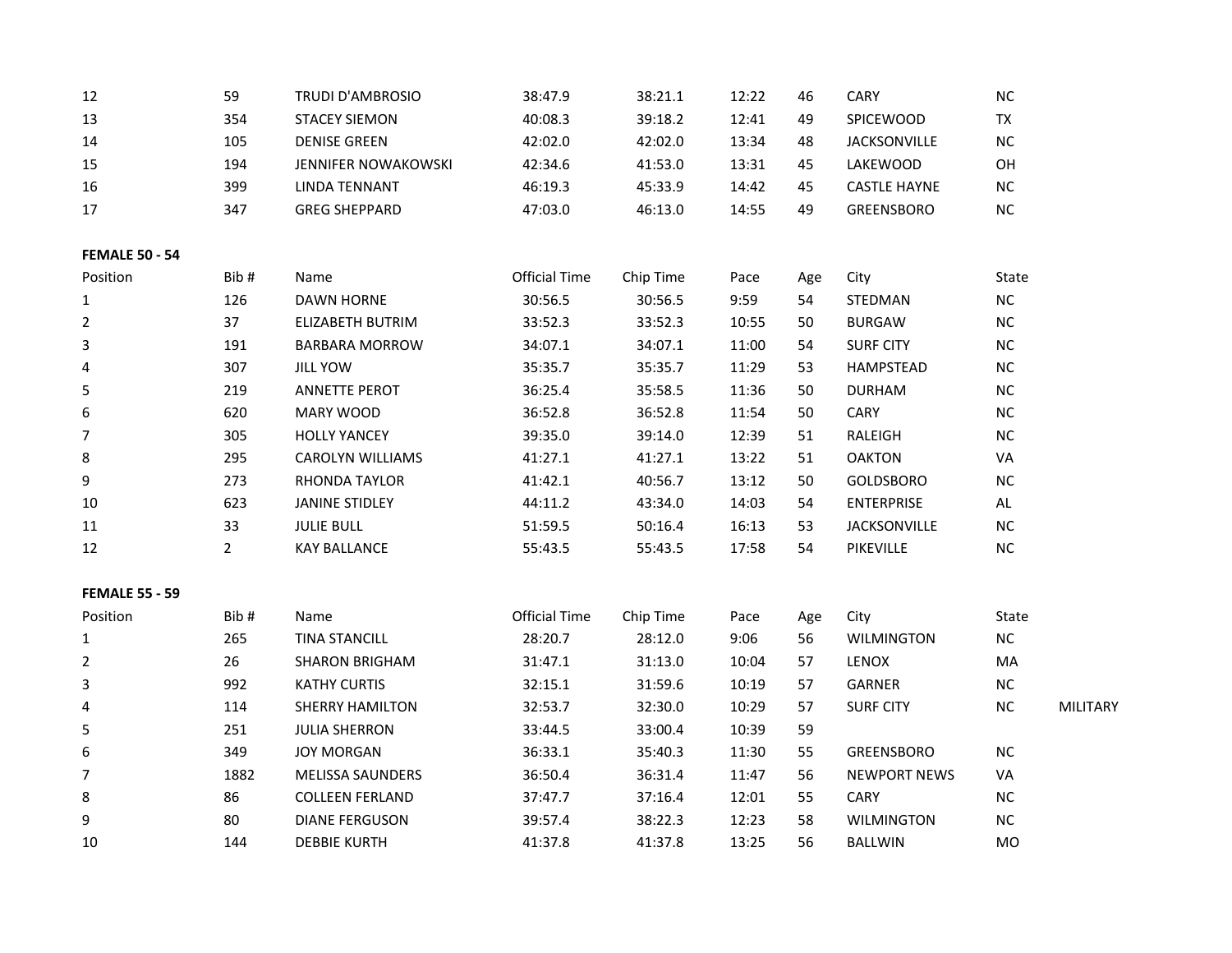| | | | | | | | | | |
|---|---|---|---|---|---|---|---|---|---|
| 12 | 59 | TRUDI D'AMBROSIO | 38:47.9 | 38:21.1 | 12:22 | 46 | CARY | NC | |
| 13 | 354 | STACEY SIEMON | 40:08.3 | 39:18.2 | 12:41 | 49 | SPICEWOOD | TX | |
| 14 | 105 | DENISE GREEN | 42:02.0 | 42:02.0 | 13:34 | 48 | JACKSONVILLE | NC | |
| 15 | 194 | JENNIFER NOWAKOWSKI | 42:34.6 | 41:53.0 | 13:31 | 45 | LAKEWOOD | OH | |
| 16 | 399 | LINDA TENNANT | 46:19.3 | 45:33.9 | 14:42 | 45 | CASTLE HAYNE | NC | |
| 17 | 347 | GREG SHEPPARD | 47:03.0 | 46:13.0 | 14:55 | 49 | GREENSBORO | NC | |

**FEMALE 50 - 54**

| Position | Bib # | Name | Official Time | Chip Time | Pace | Age | City | State |
|---|---|---|---|---|---|---|---|---|
| 1 | 126 | DAWN HORNE | 30:56.5 | 30:56.5 | 9:59 | 54 | STEDMAN | NC |
| 2 | 37 | ELIZABETH BUTRIM | 33:52.3 | 33:52.3 | 10:55 | 50 | BURGAW | NC |
| 3 | 191 | BARBARA MORROW | 34:07.1 | 34:07.1 | 11:00 | 54 | SURF CITY | NC |
| 4 | 307 | JILL YOW | 35:35.7 | 35:35.7 | 11:29 | 53 | HAMPSTEAD | NC |
| 5 | 219 | ANNETTE PEROT | 36:25.4 | 35:58.5 | 11:36 | 50 | DURHAM | NC |
| 6 | 620 | MARY WOOD | 36:52.8 | 36:52.8 | 11:54 | 50 | CARY | NC |
| 7 | 305 | HOLLY YANCEY | 39:35.0 | 39:14.0 | 12:39 | 51 | RALEIGH | NC |
| 8 | 295 | CAROLYN WILLIAMS | 41:27.1 | 41:27.1 | 13:22 | 51 | OAKTON | VA |
| 9 | 273 | RHONDA TAYLOR | 41:42.1 | 40:56.7 | 13:12 | 50 | GOLDSBORO | NC |
| 10 | 623 | JANINE STIDLEY | 44:11.2 | 43:34.0 | 14:03 | 54 | ENTERPRISE | AL |
| 11 | 33 | JULIE BULL | 51:59.5 | 50:16.4 | 16:13 | 53 | JACKSONVILLE | NC |
| 12 | 2 | KAY BALLANCE | 55:43.5 | 55:43.5 | 17:58 | 54 | PIKEVILLE | NC |

**FEMALE 55 - 59**

| Position | Bib # | Name | Official Time | Chip Time | Pace | Age | City | State | |
|---|---|---|---|---|---|---|---|---|---|
| 1 | 265 | TINA STANCILL | 28:20.7 | 28:12.0 | 9:06 | 56 | WILMINGTON | NC | |
| 2 | 26 | SHARON BRIGHAM | 31:47.1 | 31:13.0 | 10:04 | 57 | LENOX | MA | |
| 3 | 992 | KATHY CURTIS | 32:15.1 | 31:59.6 | 10:19 | 57 | GARNER | NC | |
| 4 | 114 | SHERRY HAMILTON | 32:53.7 | 32:30.0 | 10:29 | 57 | SURF CITY | NC | MILITARY |
| 5 | 251 | JULIA SHERRON | 33:44.5 | 33:00.4 | 10:39 | 59 | | | |
| 6 | 349 | JOY MORGAN | 36:33.1 | 35:40.3 | 11:30 | 55 | GREENSBORO | NC | |
| 7 | 1882 | MELISSA SAUNDERS | 36:50.4 | 36:31.4 | 11:47 | 56 | NEWPORT NEWS | VA | |
| 8 | 86 | COLLEEN FERLAND | 37:47.7 | 37:16.4 | 12:01 | 55 | CARY | NC | |
| 9 | 80 | DIANE FERGUSON | 39:57.4 | 38:22.3 | 12:23 | 58 | WILMINGTON | NC | |
| 10 | 144 | DEBBIE KURTH | 41:37.8 | 41:37.8 | 13:25 | 56 | BALLWIN | MO | |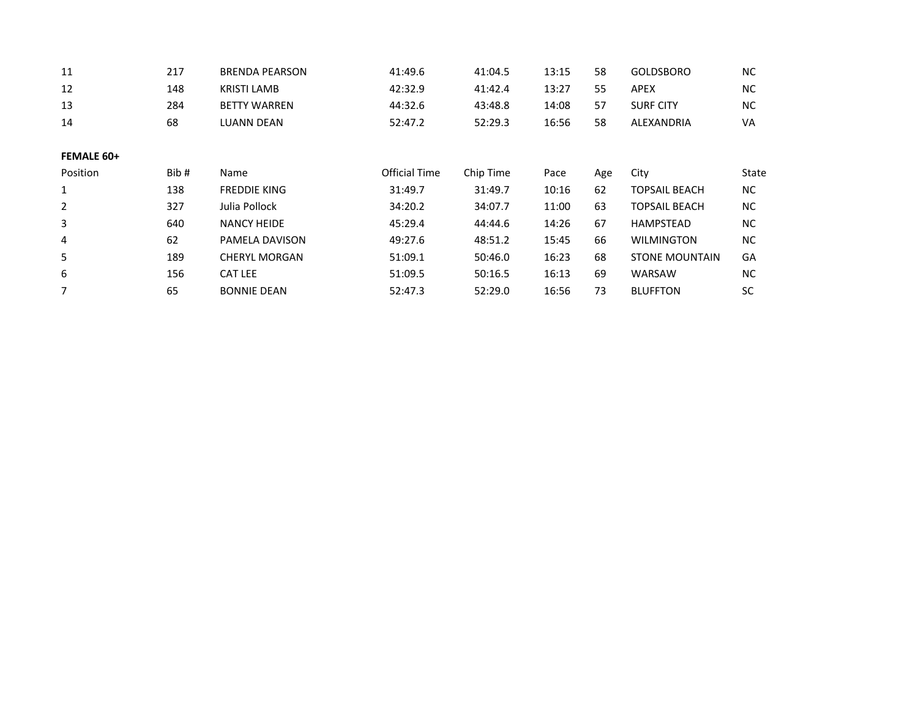| | | | | | | | | |
|---|---|---|---|---|---|---|---|---|
| 11 | 217 | BRENDA PEARSON | 41:49.6 | 41:04.5 | 13:15 | 58 | GOLDSBORO | NC |
| 12 | 148 | KRISTI LAMB | 42:32.9 | 41:42.4 | 13:27 | 55 | APEX | NC |
| 13 | 284 | BETTY WARREN | 44:32.6 | 43:48.8 | 14:08 | 57 | SURF CITY | NC |
| 14 | 68 | LUANN DEAN | 52:47.2 | 52:29.3 | 16:56 | 58 | ALEXANDRIA | VA |

**FEMALE 60+**

| Position | Bib # | Name | Official Time | Chip Time | Pace | Age | City | State |
|---|---|---|---|---|---|---|---|---|
| 1 | 138 | FREDDIE KING | 31:49.7 | 31:49.7 | 10:16 | 62 | TOPSAIL BEACH | NC |
| 2 | 327 | Julia Pollock | 34:20.2 | 34:07.7 | 11:00 | 63 | TOPSAIL BEACH | NC |
| 3 | 640 | NANCY HEIDE | 45:29.4 | 44:44.6 | 14:26 | 67 | HAMPSTEAD | NC |
| 4 | 62 | PAMELA DAVISON | 49:27.6 | 48:51.2 | 15:45 | 66 | WILMINGTON | NC |
| 5 | 189 | CHERYL MORGAN | 51:09.1 | 50:46.0 | 16:23 | 68 | STONE MOUNTAIN | GA |
| 6 | 156 | CAT LEE | 51:09.5 | 50:16.5 | 16:13 | 69 | WARSAW | NC |
| 7 | 65 | BONNIE DEAN | 52:47.3 | 52:29.0 | 16:56 | 73 | BLUFFTON | SC |